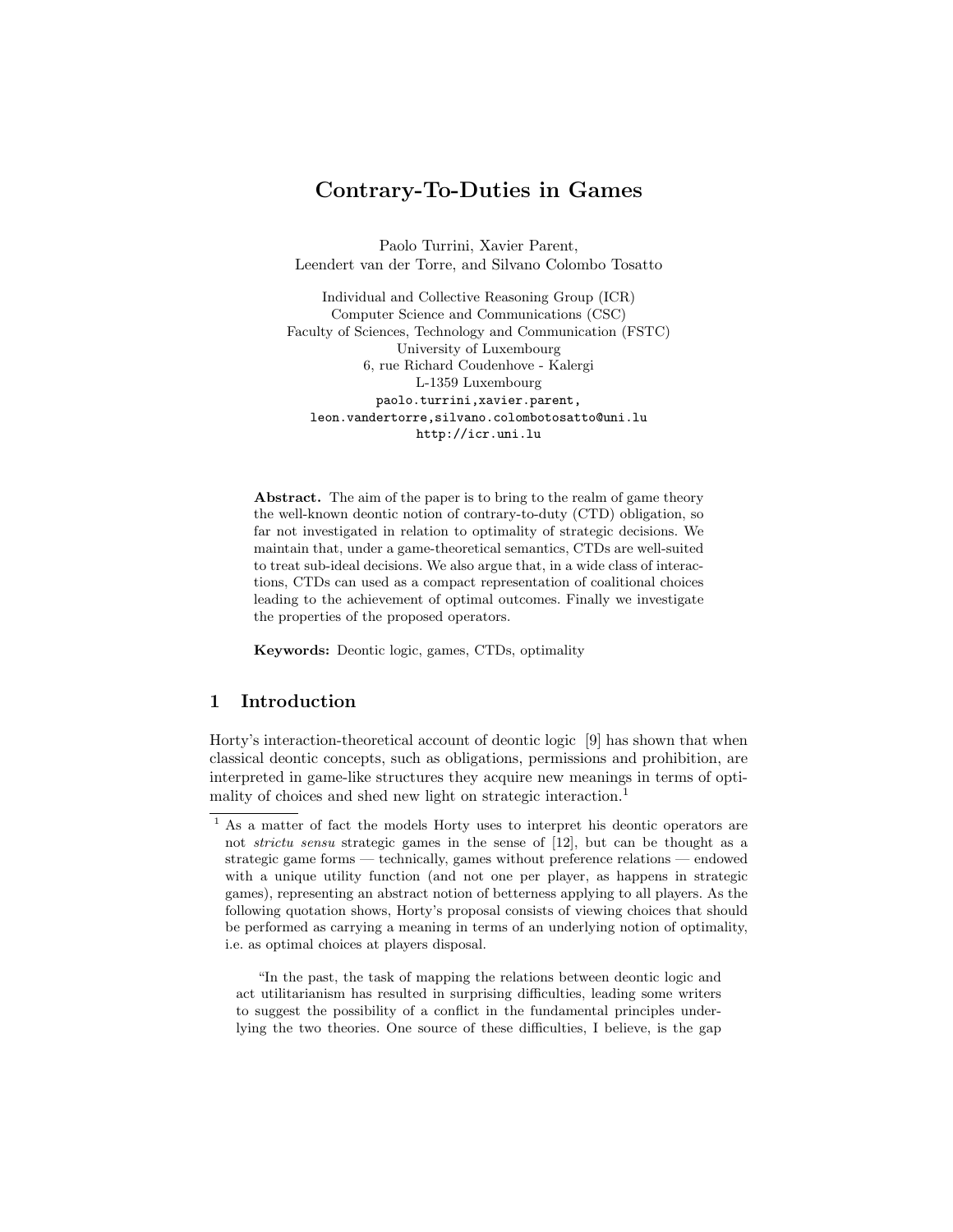# Contrary-To-Duties in Games

Paolo Turrini, Xavier Parent,
Leendert van der Torre, and Silvano Colombo Tosatto

Individual and Collective Reasoning Group (ICR)
Computer Science and Communications (CSC)
Faculty of Sciences, Technology and Communication (FSTC)
University of Luxembourg
6, rue Richard Coudenhove - Kalergi
L-1359 Luxembourg
paolo.turrini,xavier.parent,
leon.vandertorre,silvano.colombotosatto@uni.lu
http://icr.uni.lu

**Abstract.** The aim of the paper is to bring to the realm of game theory the well-known deontic notion of contrary-to-duty (CTD) obligation, so far not investigated in relation to optimality of strategic decisions. We maintain that, under a game-theoretical semantics, CTDs are well-suited to treat sub-ideal decisions. We also argue that, in a wide class of interactions, CTDs can used as a compact representation of coalitional choices leading to the achievement of optimal outcomes. Finally we investigate the properties of the proposed operators.

**Keywords:** Deontic logic, games, CTDs, optimality

## 1 Introduction

Horty's interaction-theoretical account of deontic logic [9] has shown that when classical deontic concepts, such as obligations, permissions and prohibition, are interpreted in game-like structures they acquire new meanings in terms of optimality of choices and shed new light on strategic interaction.[1]

[1] As a matter of fact the models Horty uses to interpret his deontic operators are not *strictu sensu* strategic games in the sense of [12], but can be thought as a strategic game forms — technically, games without preference relations — endowed with a unique utility function (and not one per player, as happens in strategic games), representing an abstract notion of betterness applying to all players. As the following quotation shows, Horty's proposal consists of viewing choices that should be performed as carrying a meaning in terms of an underlying notion of optimality, i.e. as optimal choices at players disposal.

"In the past, the task of mapping the relations between deontic logic and act utilitarianism has resulted in surprising difficulties, leading some writers to suggest the possibility of a conflict in the fundamental principles underlying the two theories. One source of these difficulties, I believe, is the gap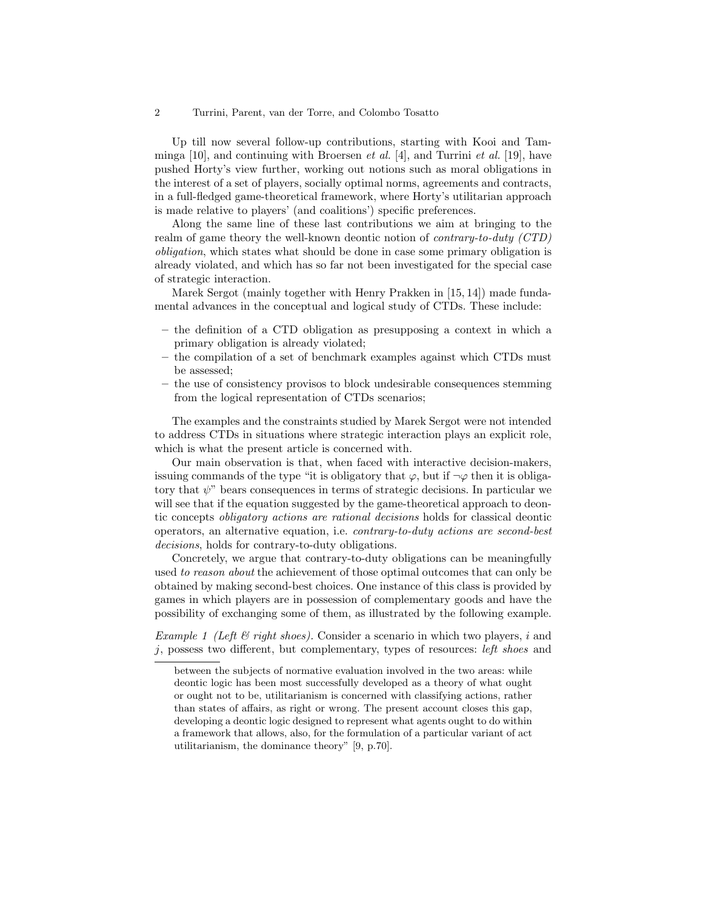Up till now several follow-up contributions, starting with Kooi and Tamminga [10], and continuing with Broersen *et al.* [4], and Turrini *et al.* [19], have pushed Horty's view further, working out notions such as moral obligations in the interest of a set of players, socially optimal norms, agreements and contracts, in a full-fledged game-theoretical framework, where Horty's utilitarian approach is made relative to players' (and coalitions') specific preferences.

Along the same line of these last contributions we aim at bringing to the realm of game theory the well-known deontic notion of *contrary-to-duty (CTD) obligation*, which states what should be done in case some primary obligation is already violated, and which has so far not been investigated for the special case of strategic interaction.

Marek Sergot (mainly together with Henry Prakken in [15, 14]) made fundamental advances in the conceptual and logical study of CTDs. These include:

- the definition of a CTD obligation as presupposing a context in which a primary obligation is already violated;
- the compilation of a set of benchmark examples against which CTDs must be assessed;
- the use of consistency provisos to block undesirable consequences stemming from the logical representation of CTDs scenarios;

The examples and the constraints studied by Marek Sergot were not intended to address CTDs in situations where strategic interaction plays an explicit role, which is what the present article is concerned with.

Our main observation is that, when faced with interactive decision-makers, issuing commands of the type "it is obligatory that $\varphi$, but if $\neg\varphi$ then it is obligatory that $\psi$" bears consequences in terms of strategic decisions. In particular we will see that if the equation suggested by the game-theoretical approach to deontic concepts *obligatory actions are rational decisions* holds for classical deontic operators, an alternative equation, i.e. *contrary-to-duty actions are second-best decisions*, holds for contrary-to-duty obligations.

Concretely, we argue that contrary-to-duty obligations can be meaningfully used *to reason about* the achievement of those optimal outcomes that can only be obtained by making second-best choices. One instance of this class is provided by games in which players are in possession of complementary goods and have the possibility of exchanging some of them, as illustrated by the following example.

*Example 1 (Left & right shoes).* Consider a scenario in which two players, $i$ and $j$, possess two different, but complementary, types of resources: *left shoes* and

between the subjects of normative evaluation involved in the two areas: while deontic logic has been most successfully developed as a theory of what ought or ought not to be, utilitarianism is concerned with classifying actions, rather than states of affairs, as right or wrong. The present account closes this gap, developing a deontic logic designed to represent what agents ought to do within a framework that allows, also, for the formulation of a particular variant of act utilitarianism, the dominance theory" [9, p.70].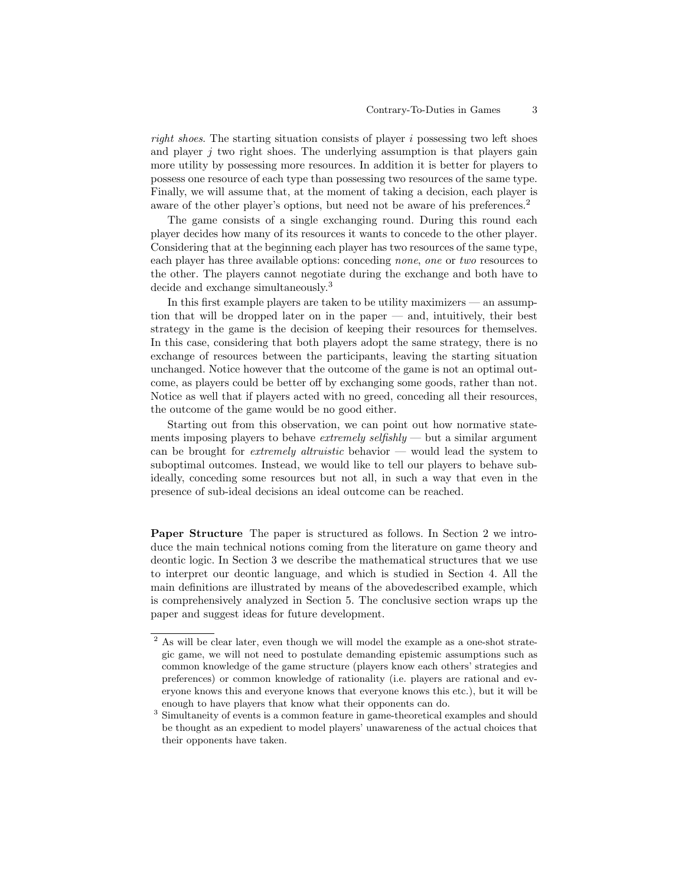*right shoes*. The starting situation consists of player $i$ possessing two left shoes and player $j$ two right shoes. The underlying assumption is that players gain more utility by possessing more resources. In addition it is better for players to possess one resource of each type than possessing two resources of the same type. Finally, we will assume that, at the moment of taking a decision, each player is aware of the other player's options, but need not be aware of his preferences.[2]

The game consists of a single exchanging round. During this round each player decides how many of its resources it wants to concede to the other player. Considering that at the beginning each player has two resources of the same type, each player has three available options: conceding *none*, *one* or *two* resources to the other. The players cannot negotiate during the exchange and both have to decide and exchange simultaneously.[3]

In this first example players are taken to be utility maximizers — an assumption that will be dropped later on in the paper — and, intuitively, their best strategy in the game is the decision of keeping their resources for themselves. In this case, considering that both players adopt the same strategy, there is no exchange of resources between the participants, leaving the starting situation unchanged. Notice however that the outcome of the game is not an optimal outcome, as players could be better off by exchanging some goods, rather than not. Notice as well that if players acted with no greed, conceding all their resources, the outcome of the game would be no good either.

Starting out from this observation, we can point out how normative statements imposing players to behave *extremely selfishly* — but a similar argument can be brought for *extremely altruistic* behavior — would lead the system to suboptimal outcomes. Instead, we would like to tell our players to behave subideally, conceding some resources but not all, in such a way that even in the presence of sub-ideal decisions an ideal outcome can be reached.

**Paper Structure** The paper is structured as follows. In Section 2 we introduce the main technical notions coming from the literature on game theory and deontic logic. In Section 3 we describe the mathematical structures that we use to interpret our deontic language, and which is studied in Section 4. All the main definitions are illustrated by means of the abovedescribed example, which is comprehensively analyzed in Section 5. The conclusive section wraps up the paper and suggest ideas for future development.

---

[2] As will be clear later, even though we will model the example as a one-shot strategic game, we will not need to postulate demanding epistemic assumptions such as common knowledge of the game structure (players know each others' strategies and preferences) or common knowledge of rationality (i.e. players are rational and everyone knows this and everyone knows that everyone knows this etc.), but it will be enough to have players that know what their opponents can do.

[3] Simultaneity of events is a common feature in game-theoretical examples and should be thought as an expedient to model players' unawareness of the actual choices that their opponents have taken.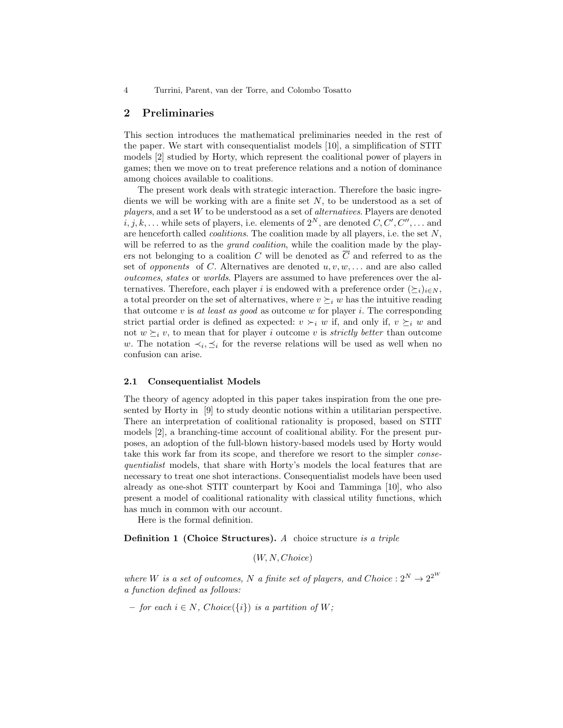## 2 Preliminaries

This section introduces the mathematical preliminaries needed in the rest of the paper. We start with consequentialist models [10], a simplification of STIT models [2] studied by Horty, which represent the coalitional power of players in games; then we move on to treat preference relations and a notion of dominance among choices available to coalitions.

The present work deals with strategic interaction. Therefore the basic ingredients we will be working with are a finite set $N$, to be understood as a set of *players*, and a set $W$ to be understood as a set of *alternatives*. Players are denoted $i, j, k, \ldots$ while sets of players, i.e. elements of $2^N$, are denoted $C, C', C'', \ldots$ and are henceforth called *coalitions*. The coalition made by all players, i.e. the set $N$, will be referred to as the *grand coalition*, while the coalition made by the players not belonging to a coalition $C$ will be denoted as $\overline{C}$ and referred to as the set of *opponents* of $C$. Alternatives are denoted $u, v, w, \ldots$ and are also called *outcomes*, *states* or *worlds*. Players are assumed to have preferences over the alternatives. Therefore, each player $i$ is endowed with a preference order $(\succeq_i)_{i \in N}$, a total preorder on the set of alternatives, where $v \succeq_i w$ has the intuitive reading that outcome $v$ is *at least as good* as outcome $w$ for player $i$. The corresponding strict partial order is defined as expected: $v \succ_i w$ if, and only if, $v \succeq_i w$ and not $w \succeq_i v$, to mean that for player $i$ outcome $v$ is *strictly better* than outcome $w$. The notation $\prec_i, \preceq_i$ for the reverse relations will be used as well when no confusion can arise.

### 2.1 Consequentialist Models

The theory of agency adopted in this paper takes inspiration from the one presented by Horty in [9] to study deontic notions within a utilitarian perspective. There an interpretation of coalitional rationality is proposed, based on STIT models [2], a branching-time account of coalitional ability. For the present purposes, an adoption of the full-blown history-based models used by Horty would take this work far from its scope, and therefore we resort to the simpler *consequentialist* models, that share with Horty's models the local features that are necessary to treat one shot interactions. Consequentialist models have been used already as one-shot STIT counterpart by Kooi and Tamminga [10], who also present a model of coalitional rationality with classical utility functions, which has much in common with our account.

Here is the formal definition.

**Definition 1 (Choice Structures).** *A* choice structure *is a triple*

$$(W, N, Choice)$$

*where $W$ is a set of outcomes, $N$ a finite set of players, and $Choice : 2^N \to 2^{2^W}$ a function defined as follows:*

– *for each $i \in N$, $Choice(\{i\})$ is a partition of $W$;*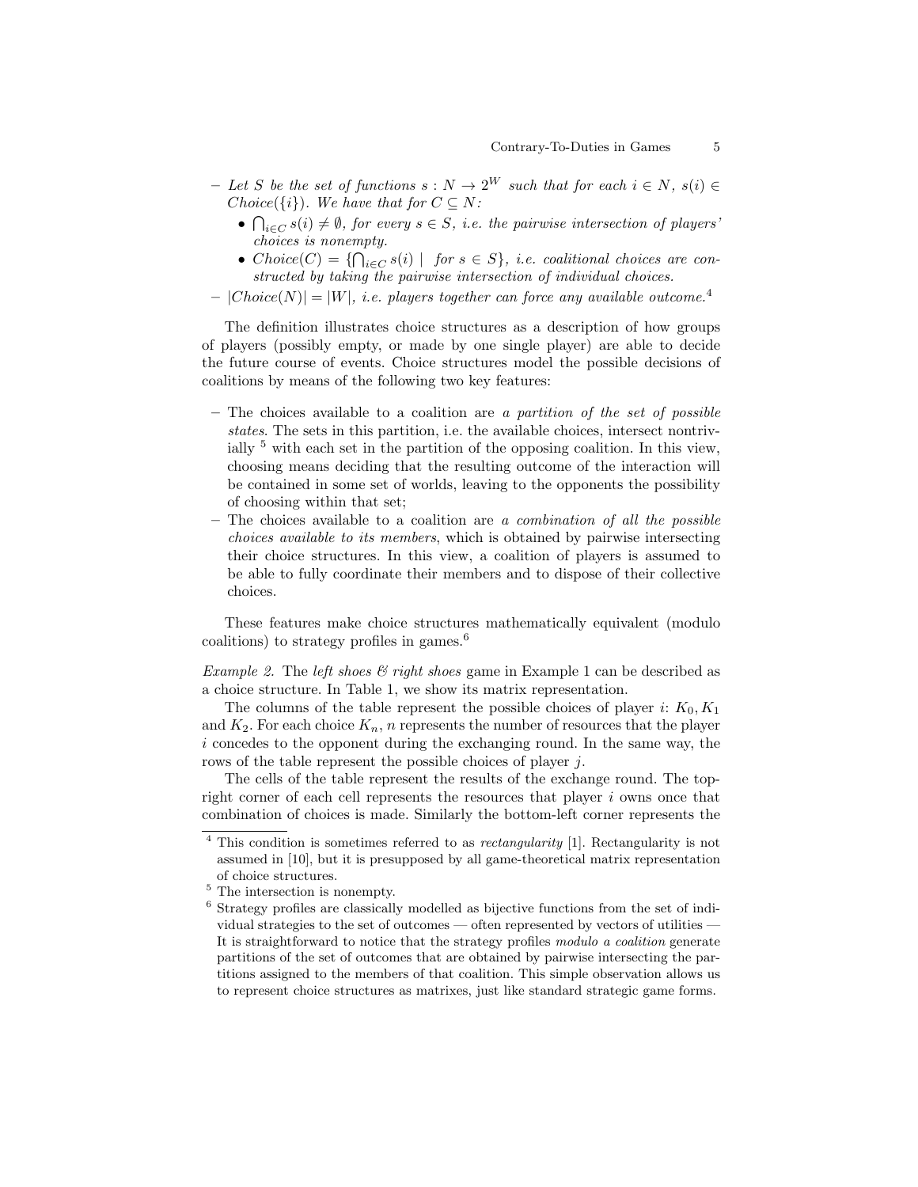– *Let $S$ be the set of functions $s : N \to 2^W$ such that for each $i \in N$, $s(i) \in Choice(\{i\})$. We have that for $C \subseteq N$:*
  - *$\bigcap_{i \in C} s(i) \neq \emptyset$, for every $s \in S$, i.e. the pairwise intersection of players' choices is nonempty.*
  - *$Choice(C) = \{\bigcap_{i \in C} s(i) \mid$ for $s \in S\}$, i.e. coalitional choices are constructed by taking the pairwise intersection of individual choices.*

– *$|Choice(N)| = |W|$, i.e. players together can force any available outcome.*[4]

The definition illustrates choice structures as a description of how groups of players (possibly empty, or made by one single player) are able to decide the future course of events. Choice structures model the possible decisions of coalitions by means of the following two key features:

– The choices available to a coalition are *a partition of the set of possible states*. The sets in this partition, i.e. the available choices, intersect nontrivially [5] with each set in the partition of the opposing coalition. In this view, choosing means deciding that the resulting outcome of the interaction will be contained in some set of worlds, leaving to the opponents the possibility of choosing within that set;

– The choices available to a coalition are *a combination of all the possible choices available to its members*, which is obtained by pairwise intersecting their choice structures. In this view, a coalition of players is assumed to be able to fully coordinate their members and to dispose of their collective choices.

These features make choice structures mathematically equivalent (modulo coalitions) to strategy profiles in games.[6]

*Example 2.* The *left shoes & right shoes* game in Example 1 can be described as a choice structure. In Table 1, we show its matrix representation.

The columns of the table represent the possible choices of player $i$: $K_0, K_1$ and $K_2$. For each choice $K_n$, $n$ represents the number of resources that the player $i$ concedes to the opponent during the exchanging round. In the same way, the rows of the table represent the possible choices of player $j$.

The cells of the table represent the results of the exchange round. The top-right corner of each cell represents the resources that player $i$ owns once that combination of choices is made. Similarly the bottom-left corner represents the

---

[4] This condition is sometimes referred to as *rectangularity* [1]. Rectangularity is not assumed in [10], but it is presupposed by all game-theoretical matrix representation of choice structures.

[5] The intersection is nonempty.

[6] Strategy profiles are classically modelled as bijective functions from the set of individual strategies to the set of outcomes — often represented by vectors of utilities — It is straightforward to notice that the strategy profiles *modulo a coalition* generate partitions of the set of outcomes that are obtained by pairwise intersecting the partitions assigned to the members of that coalition. This simple observation allows us to represent choice structures as matrixes, just like standard strategic game forms.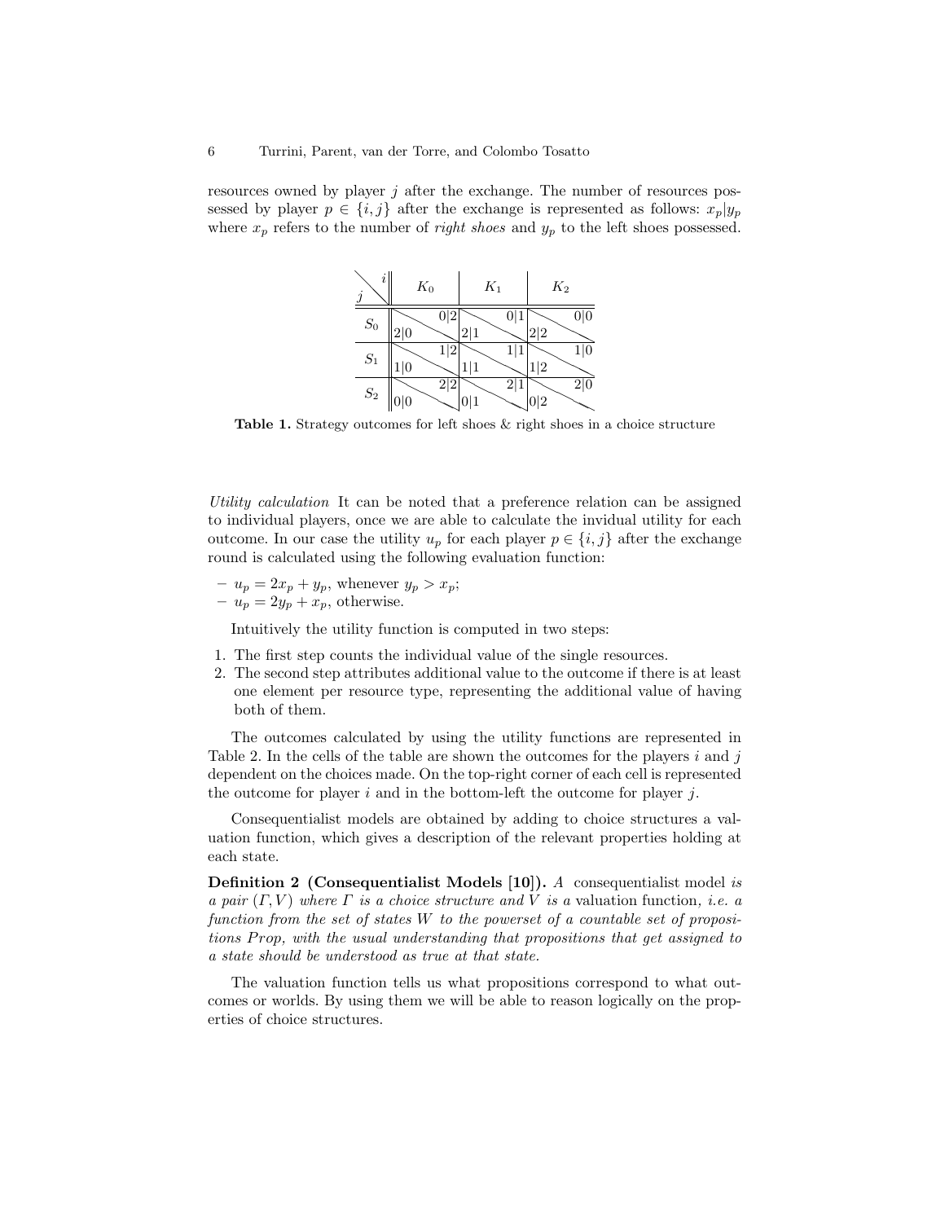resources owned by player $j$ after the exchange. The number of resources possessed by player $p \in \{i, j\}$ after the exchange is represented as follows: $x_p|y_p$ where $x_p$ refers to the number of *right shoes* and $y_p$ to the left shoes possessed.

| $j$ \ $i$ | $K_0$ | $K_1$ | $K_2$ |
|---|---|---|---|
| $S_0$ | 0\|2 / 2\|0 | 0\|1 / 2\|1 | 0\|0 / 2\|2 |
| $S_1$ | 1\|2 / 1\|0 | 1\|1 / 1\|1 | 1\|0 / 1\|2 |
| $S_2$ | 2\|2 / 0\|0 | 2\|1 / 0\|1 | 2\|0 / 0\|2 |

**Table 1.** Strategy outcomes for left shoes & right shoes in a choice structure

*Utility calculation* It can be noted that a preference relation can be assigned to individual players, once we are able to calculate the invidual utility for each outcome. In our case the utility $u_p$ for each player $p \in \{i, j\}$ after the exchange round is calculated using the following evaluation function:

- $u_p = 2x_p + y_p$, whenever $y_p > x_p$;
- $u_p = 2y_p + x_p$, otherwise.

Intuitively the utility function is computed in two steps:

1. The first step counts the individual value of the single resources.
2. The second step attributes additional value to the outcome if there is at least one element per resource type, representing the additional value of having both of them.

The outcomes calculated by using the utility functions are represented in Table 2. In the cells of the table are shown the outcomes for the players $i$ and $j$ dependent on the choices made. On the top-right corner of each cell is represented the outcome for player $i$ and in the bottom-left the outcome for player $j$.

Consequentialist models are obtained by adding to choice structures a valuation function, which gives a description of the relevant properties holding at each state.

**Definition 2 (Consequentialist Models [10]).** *A* consequentialist model *is a pair* $(\Gamma, V)$ *where* $\Gamma$ *is a choice structure and* $V$ *is a* valuation function, *i.e. a function from the set of states* $W$ *to the powerset of a countable set of propositions* $Prop$*, with the usual understanding that propositions that get assigned to a state should be understood as true at that state.*

The valuation function tells us what propositions correspond to what outcomes or worlds. By using them we will be able to reason logically on the properties of choice structures.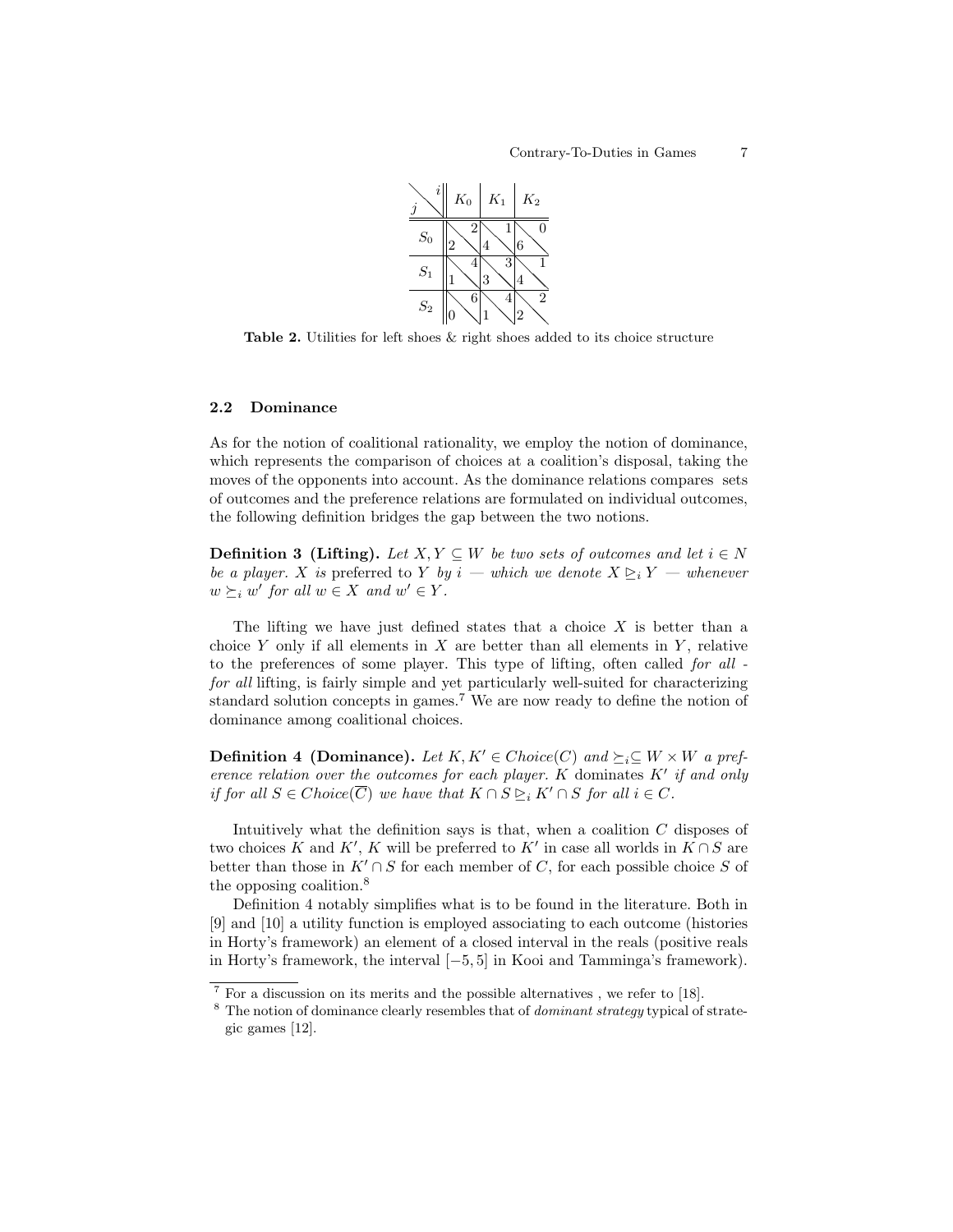| $j$ \ $i$ | $K_0$ | $K_1$ | $K_2$ |
|---|---|---|---|
| $S_0$ | 2 \ 2 | 4 \ 1 | 6 \ 0 |
| $S_1$ | 1 \ 4 | 3 \ 3 | 4 \ 1 |
| $S_2$ | 0 \ 6 | 1 \ 4 | 2 \ 2 |

**Table 2.** Utilities for left shoes & right shoes added to its choice structure

### 2.2 Dominance

As for the notion of coalitional rationality, we employ the notion of dominance, which represents the comparison of choices at a coalition's disposal, taking the moves of the opponents into account. As the dominance relations compares sets of outcomes and the preference relations are formulated on individual outcomes, the following definition bridges the gap between the two notions.

**Definition 3 (Lifting).** *Let $X, Y \subseteq W$ be two sets of outcomes and let $i \in N$ be a player. $X$ is* preferred *to $Y$ by $i$ — which we denote $X \trianglerighteq_i Y$ — whenever $w \succeq_i w'$ for all $w \in X$ and $w' \in Y$.*

The lifting we have just defined states that a choice $X$ is better than a choice $Y$ only if all elements in $X$ are better than all elements in $Y$, relative to the preferences of some player. This type of lifting, often called *for all - for all* lifting, is fairly simple and yet particularly well-suited for characterizing standard solution concepts in games.[7] We are now ready to define the notion of dominance among coalitional choices.

**Definition 4 (Dominance).** *Let $K, K' \in Choice(C)$ and $\succeq_i \subseteq W \times W$ a preference relation over the outcomes for each player. $K$* dominates *$K'$ if and only if for all $S \in Choice(\overline{C})$ we have that $K \cap S \trianglerighteq_i K' \cap S$ for all $i \in C$.*

Intuitively what the definition says is that, when a coalition $C$ disposes of two choices $K$ and $K'$, $K$ will be preferred to $K'$ in case all worlds in $K \cap S$ are better than those in $K' \cap S$ for each member of $C$, for each possible choice $S$ of the opposing coalition.[8]

Definition 4 notably simplifies what is to be found in the literature. Both in [9] and [10] a utility function is employed associating to each outcome (histories in Horty's framework) an element of a closed interval in the reals (positive reals in Horty's framework, the interval $[-5, 5]$ in Kooi and Tamminga's framework).

[7] For a discussion on its merits and the possible alternatives , we refer to [18].

[8] The notion of dominance clearly resembles that of *dominant strategy* typical of strategic games [12].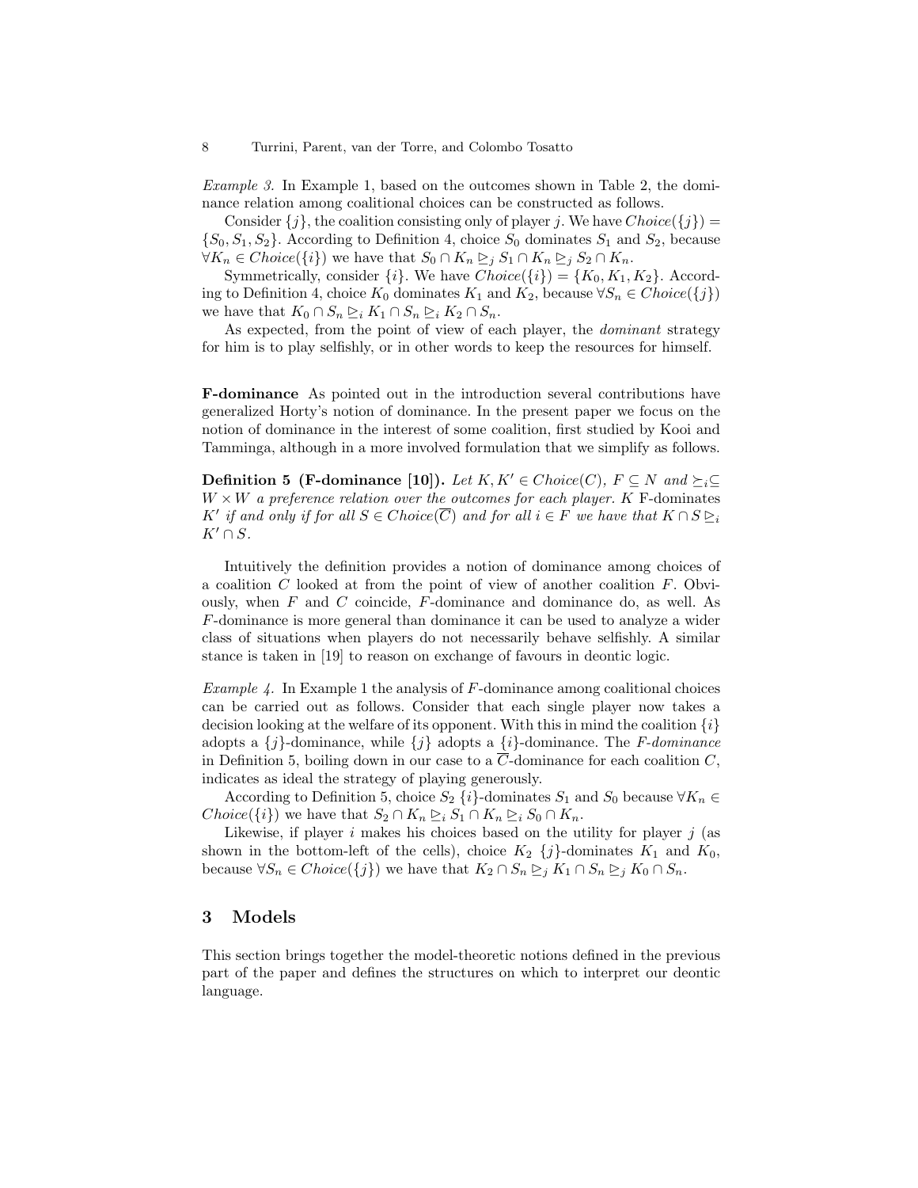*Example 3.* In Example 1, based on the outcomes shown in Table 2, the dominance relation among coalitional choices can be constructed as follows.

Consider $\{j\}$, the coalition consisting only of player $j$. We have $Choice(\{j\}) = \{S_0, S_1, S_2\}$. According to Definition 4, choice $S_0$ dominates $S_1$ and $S_2$, because $\forall K_n \in Choice(\{i\})$ we have that $S_0 \cap K_n \trianglerighteq_j S_1 \cap K_n \trianglerighteq_j S_2 \cap K_n$.

Symmetrically, consider $\{i\}$. We have $Choice(\{i\}) = \{K_0, K_1, K_2\}$. According to Definition 4, choice $K_0$ dominates $K_1$ and $K_2$, because $\forall S_n \in Choice(\{j\})$ we have that $K_0 \cap S_n \trianglerighteq_i K_1 \cap S_n \trianglerighteq_i K_2 \cap S_n$.

As expected, from the point of view of each player, the *dominant* strategy for him is to play selfishly, or in other words to keep the resources for himself.

**F-dominance** As pointed out in the introduction several contributions have generalized Horty's notion of dominance. In the present paper we focus on the notion of dominance in the interest of some coalition, first studied by Kooi and Tamminga, although in a more involved formulation that we simplify as follows.

**Definition 5 (F-dominance [10]).** *Let $K, K' \in Choice(C)$, $F \subseteq N$ and $\succeq_i \subseteq W \times W$ a preference relation over the outcomes for each player. $K$ F-dominates $K'$ if and only if for all $S \in Choice(\overline{C})$ and for all $i \in F$ we have that $K \cap S \trianglerighteq_i K' \cap S$.*

Intuitively the definition provides a notion of dominance among choices of a coalition $C$ looked at from the point of view of another coalition $F$. Obviously, when $F$ and $C$ coincide, $F$-dominance and dominance do, as well. As $F$-dominance is more general than dominance it can be used to analyze a wider class of situations when players do not necessarily behave selfishly. A similar stance is taken in [19] to reason on exchange of favours in deontic logic.

*Example 4.* In Example 1 the analysis of $F$-dominance among coalitional choices can be carried out as follows. Consider that each single player now takes a decision looking at the welfare of its opponent. With this in mind the coalition $\{i\}$ adopts a $\{j\}$-dominance, while $\{j\}$ adopts a $\{i\}$-dominance. The *F-dominance* in Definition 5, boiling down in our case to a $\overline{C}$-dominance for each coalition $C$, indicates as ideal the strategy of playing generously.

According to Definition 5, choice $S_2$ $\{i\}$-dominates $S_1$ and $S_0$ because $\forall K_n \in Choice(\{i\})$ we have that $S_2 \cap K_n \trianglerighteq_i S_1 \cap K_n \trianglerighteq_i S_0 \cap K_n$.

Likewise, if player $i$ makes his choices based on the utility for player $j$ (as shown in the bottom-left of the cells), choice $K_2$ $\{j\}$-dominates $K_1$ and $K_0$, because $\forall S_n \in Choice(\{j\})$ we have that $K_2 \cap S_n \trianglerighteq_j K_1 \cap S_n \trianglerighteq_j K_0 \cap S_n$.

## 3 Models

This section brings together the model-theoretic notions defined in the previous part of the paper and defines the structures on which to interpret our deontic language.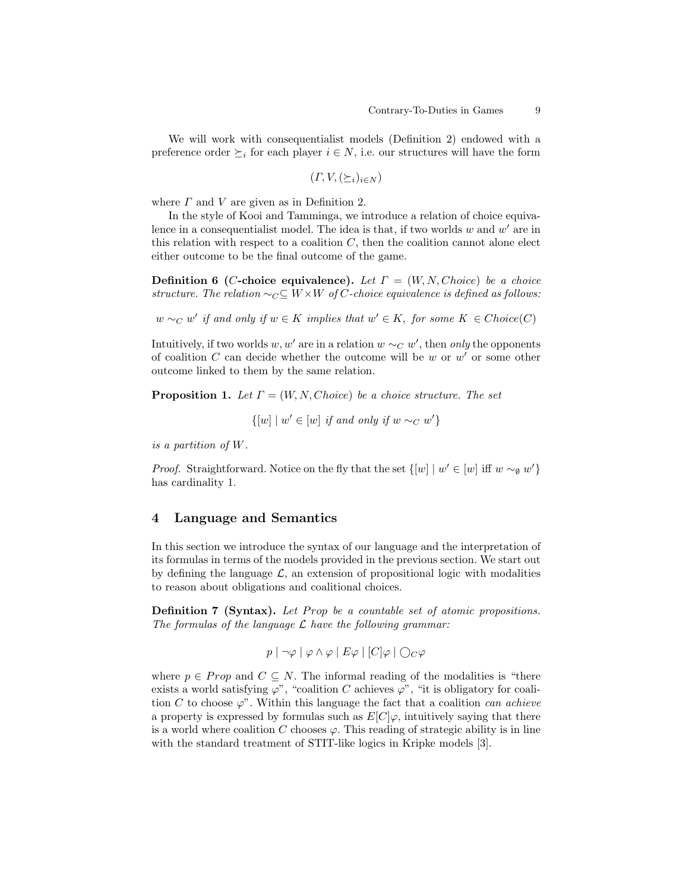We will work with consequentialist models (Definition 2) endowed with a preference order $\succeq_i$ for each player $i \in N$, i.e. our structures will have the form

$$(\Gamma, V, (\succeq_i)_{i \in N})$$

where $\Gamma$ and $V$ are given as in Definition 2.

In the style of Kooi and Tamminga, we introduce a relation of choice equivalence in a consequentialist model. The idea is that, if two worlds $w$ and $w'$ are in this relation with respect to a coalition $C$, then the coalition cannot alone elect either outcome to be the final outcome of the game.

**Definition 6 ($C$-choice equivalence).** *Let $\Gamma = (W, N, Choice)$ be a choice structure. The relation $\sim_C \subseteq W \times W$ of $C$-choice equivalence is defined as follows:*

$$w \sim_C w' \textit{ if and only if } w \in K \textit{ implies that } w' \in K, \textit{ for some } K \in Choice(C)$$

Intuitively, if two worlds $w, w'$ are in a relation $w \sim_C w'$, then *only* the opponents of coalition $C$ can decide whether the outcome will be $w$ or $w'$ or some other outcome linked to them by the same relation.

**Proposition 1.** *Let $\Gamma = (W, N, Choice)$ be a choice structure. The set*

$$\{[w] \mid w' \in [w] \textit{ if and only if } w \sim_C w'\}$$

*is a partition of $W$.*

*Proof.* Straightforward. Notice on the fly that the set $\{[w] \mid w' \in [w] \text{ iff } w \sim_\emptyset w'\}$ has cardinality 1.

## 4 Language and Semantics

In this section we introduce the syntax of our language and the interpretation of its formulas in terms of the models provided in the previous section. We start out by defining the language $\mathcal{L}$, an extension of propositional logic with modalities to reason about obligations and coalitional choices.

**Definition 7 (Syntax).** *Let $Prop$ be a countable set of atomic propositions. The formulas of the language $\mathcal{L}$ have the following grammar:*

$$p \mid \neg\varphi \mid \varphi \wedge \varphi \mid E\varphi \mid [C]\varphi \mid \bigcirc_C \varphi$$

where $p \in Prop$ and $C \subseteq N$. The informal reading of the modalities is "there exists a world satisfying $\varphi$", "coalition $C$ achieves $\varphi$", "it is obligatory for coalition $C$ to choose $\varphi$". Within this language the fact that a coalition *can achieve* a property is expressed by formulas such as $E[C]\varphi$, intuitively saying that there is a world where coalition $C$ chooses $\varphi$. This reading of strategic ability is in line with the standard treatment of STIT-like logics in Kripke models [3].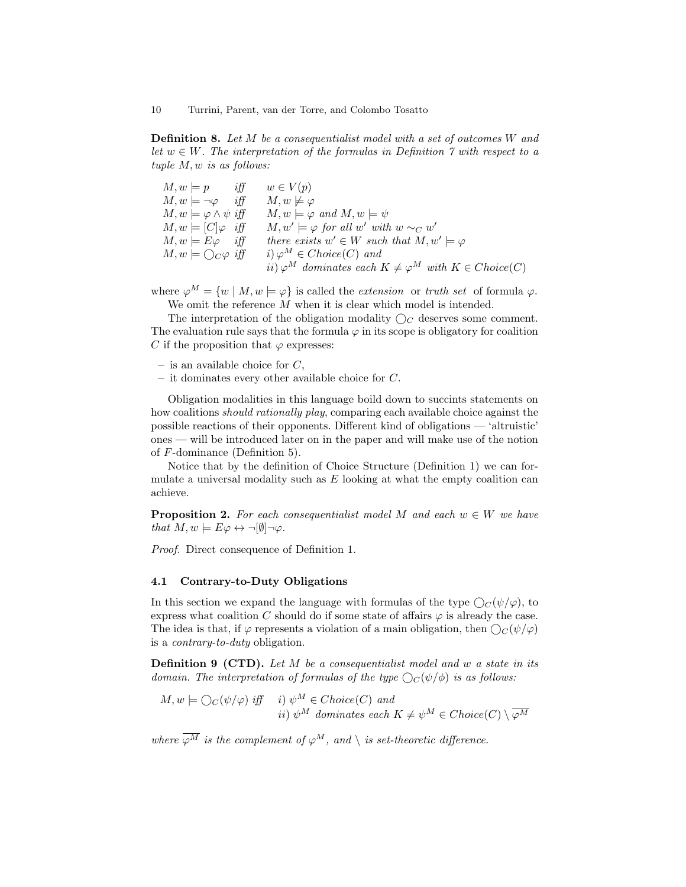**Definition 8.** *Let $M$ be a consequentialist model with a set of outcomes $W$ and let $w \in W$. The interpretation of the formulas in Definition 7 with respect to a tuple $M, w$ is as follows:*

$$
\begin{array}{lll}
M, w \models p & \textit{iff} & w \in V(p) \\
M, w \models \neg\varphi & \textit{iff} & M, w \not\models \varphi \\
M, w \models \varphi \wedge \psi & \textit{iff} & M, w \models \varphi \textit{ and } M, w \models \psi \\
M, w \models [C]\varphi & \textit{iff} & M, w' \models \varphi \textit{ for all } w' \textit{ with } w \sim_C w' \\
M, w \models E\varphi & \textit{iff} & \textit{there exists } w' \in W \textit{ such that } M, w' \models \varphi \\
M, w \models \bigcirc_C \varphi & \textit{iff} & i)\, \varphi^M \in Choice(C) \textit{ and} \\
& & ii)\, \varphi^M \textit{ dominates each } K \neq \varphi^M \textit{ with } K \in Choice(C)
\end{array}
$$

where $\varphi^M = \{w \mid M, w \models \varphi\}$ is called the *extension* or *truth set* of formula $\varphi$.

We omit the reference $M$ when it is clear which model is intended.

The interpretation of the obligation modality $\bigcirc_C$ deserves some comment. The evaluation rule says that the formula $\varphi$ in its scope is obligatory for coalition $C$ if the proposition that $\varphi$ expresses:

- is an available choice for $C$,
- it dominates every other available choice for $C$.

Obligation modalities in this language boild down to succints statements on how coalitions *should rationally play*, comparing each available choice against the possible reactions of their opponents. Different kind of obligations — 'altruistic' ones — will be introduced later on in the paper and will make use of the notion of $F$-dominance (Definition 5).

Notice that by the definition of Choice Structure (Definition 1) we can formulate a universal modality such as $E$ looking at what the empty coalition can achieve.

**Proposition 2.** *For each consequentialist model $M$ and each $w \in W$ we have that $M, w \models E\varphi \leftrightarrow \neg[\emptyset]\neg\varphi$.*

*Proof.* Direct consequence of Definition 1.

### 4.1 Contrary-to-Duty Obligations

In this section we expand the language with formulas of the type $\bigcirc_C(\psi/\varphi)$, to express what coalition $C$ should do if some state of affairs $\varphi$ is already the case. The idea is that, if $\varphi$ represents a violation of a main obligation, then $\bigcirc_C(\psi/\varphi)$ is a *contrary-to-duty* obligation.

**Definition 9 (CTD).** *Let $M$ be a consequentialist model and $w$ a state in its domain. The interpretation of formulas of the type $\bigcirc_C(\psi/\phi)$ is as follows:*

$$
\begin{array}{lll}
M, w \models \bigcirc_C(\psi/\varphi) \textit{ iff} & i)\, \psi^M \in Choice(C) \textit{ and} \\
& ii)\, \psi^M \textit{ dominates each } K \neq \psi^M \in Choice(C) \setminus \overline{\varphi^M}
\end{array}
$$

*where $\overline{\varphi^M}$ is the complement of $\varphi^M$, and $\setminus$ is set-theoretic difference.*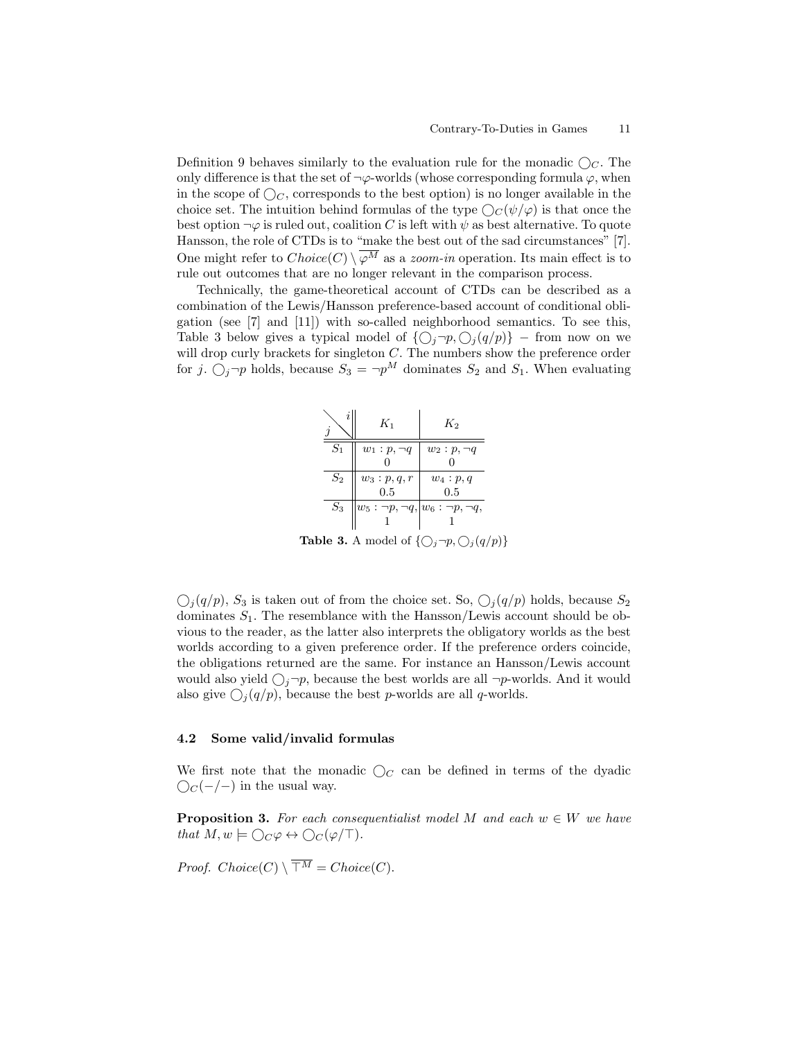Definition 9 behaves similarly to the evaluation rule for the monadic $\bigcirc_C$. The only difference is that the set of $\neg\varphi$-worlds (whose corresponding formula $\varphi$, when in the scope of $\bigcirc_C$, corresponds to the best option) is no longer available in the choice set. The intuition behind formulas of the type $\bigcirc_C(\psi/\varphi)$ is that once the best option $\neg\varphi$ is ruled out, coalition $C$ is left with $\psi$ as best alternative. To quote Hansson, the role of CTDs is to "make the best out of the sad circumstances" [7]. One might refer to $Choice(C) \setminus \overline{\varphi^M}$ as a *zoom-in* operation. Its main effect is to rule out outcomes that are no longer relevant in the comparison process.

Technically, the game-theoretical account of CTDs can be described as a combination of the Lewis/Hansson preference-based account of conditional obligation (see [7] and [11]) with so-called neighborhood semantics. To see this, Table 3 below gives a typical model of $\{\bigcirc_j\neg p, \bigcirc_j(q/p)\}$ − from now on we will drop curly brackets for singleton $C$. The numbers show the preference order for $j$. $\bigcirc_j\neg p$ holds, because $S_3 = \neg p^M$ dominates $S_2$ and $S_1$. When evaluating

| $j \backslash i$ | $K_1$ | $K_2$ |
|---|---|---|
| $S_1$ | $w_1 : p, \neg q$ <br> 0 | $w_2 : p, \neg q$ <br> 0 |
| $S_2$ | $w_3 : p, q, r$ <br> 0.5 | $w_4 : p, q$ <br> 0.5 |
| $S_3$ | $w_5 : \neg p, \neg q,$ <br> 1 | $w_6 : \neg p, \neg q,$ <br> 1 |

**Table 3.** A model of $\{\bigcirc_j\neg p, \bigcirc_j(q/p)\}$

$\bigcirc_j(q/p)$, $S_3$ is taken out of from the choice set. So, $\bigcirc_j(q/p)$ holds, because $S_2$ dominates $S_1$. The resemblance with the Hansson/Lewis account should be obvious to the reader, as the latter also interprets the obligatory worlds as the best worlds according to a given preference order. If the preference orders coincide, the obligations returned are the same. For instance an Hansson/Lewis account would also yield $\bigcirc_j\neg p$, because the best worlds are all $\neg p$-worlds. And it would also give $\bigcirc_j(q/p)$, because the best $p$-worlds are all $q$-worlds.

### 4.2 Some valid/invalid formulas

We first note that the monadic $\bigcirc_C$ can be defined in terms of the dyadic $\bigcirc_C(-/-)$ in the usual way.

**Proposition 3.** *For each consequentialist model $M$ and each $w \in W$ we have that $M, w \models \bigcirc_C\varphi \leftrightarrow \bigcirc_C(\varphi/\top)$.*

*Proof.* $Choice(C) \setminus \overline{\top^M} = Choice(C)$.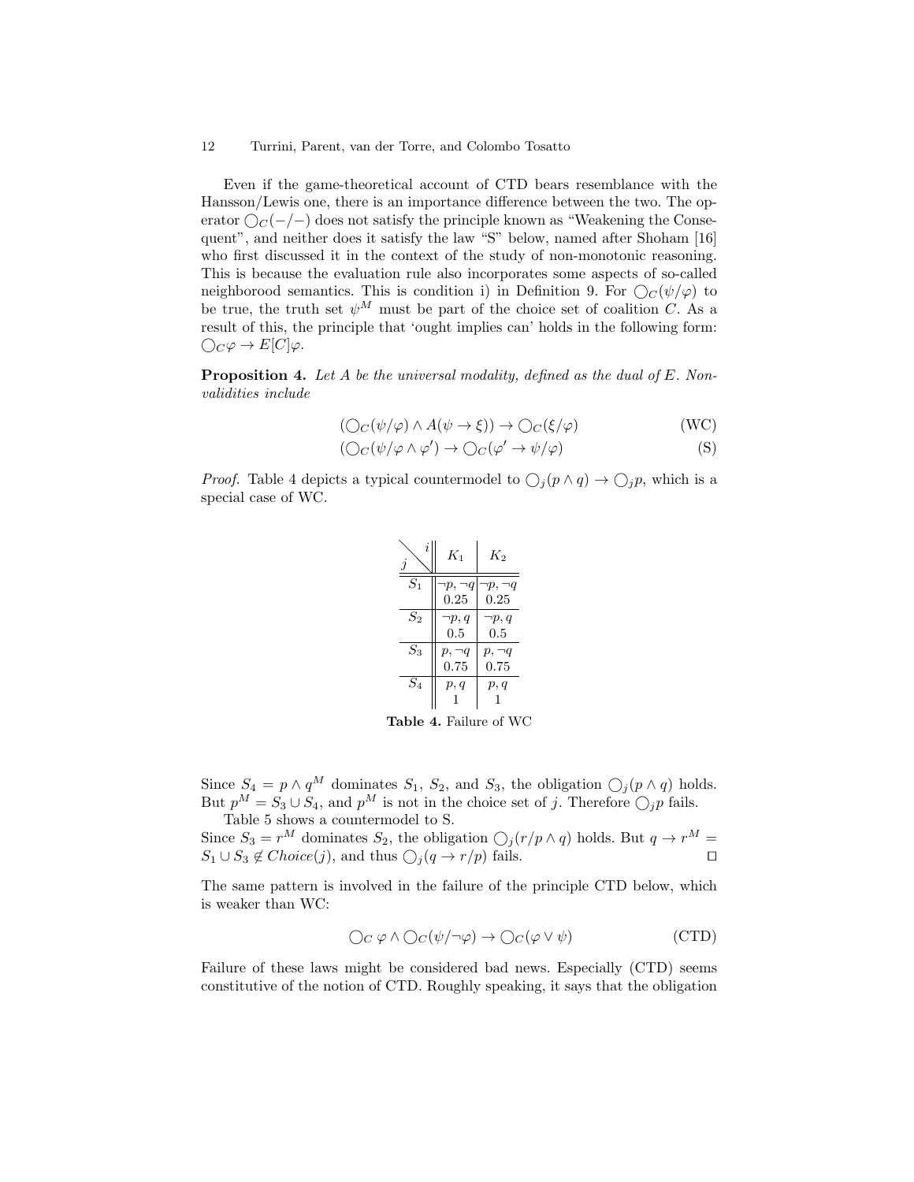Even if the game-theoretical account of CTD bears resemblance with the Hansson/Lewis one, there is an importance difference between the two. The operator $\bigcirc_C(-/-)$ does not satisfy the principle known as "Weakening the Consequent", and neither does it satisfy the law "S" below, named after Shoham [16] who first discussed it in the context of the study of non-monotonic reasoning. This is because the evaluation rule also incorporates some aspects of so-called neighborood semantics. This is condition i) in Definition 9. For $\bigcirc_C(\psi/\varphi)$ to be true, the truth set $\psi^M$ must be part of the choice set of coalition $C$. As a result of this, the principle that 'ought implies can' holds in the following form: $\bigcirc_C\varphi \to E[C]\varphi$.

**Proposition 4.** *Let $A$ be the universal modality, defined as the dual of $E$. Nonvalidities include*

$$(\bigcirc_C(\psi/\varphi) \wedge A(\psi \to \xi)) \to \bigcirc_C(\xi/\varphi) \tag{WC}$$

$$(\bigcirc_C(\psi/\varphi \wedge \varphi') \to \bigcirc_C(\varphi' \to \psi/\varphi) \tag{S}$$

*Proof.* Table 4 depicts a typical countermodel to $\bigcirc_j(p \wedge q) \to \bigcirc_j p$, which is a special case of WC.

| $j$ \ $i$ | $K_1$ | $K_2$ |
|---|---|---|
| $S_1$ | $\neg p, \neg q$ 0.25 | $\neg p, \neg q$ 0.25 |
| $S_2$ | $\neg p, q$ 0.5 | $\neg p, q$ 0.5 |
| $S_3$ | $p, \neg q$ 0.75 | $p, \neg q$ 0.75 |
| $S_4$ | $p, q$ 1 | $p, q$ 1 |

**Table 4.** Failure of WC

Since $S_4 = p \wedge q^M$ dominates $S_1$, $S_2$, and $S_3$, the obligation $\bigcirc_j(p \wedge q)$ holds. But $p^M = S_3 \cup S_4$, and $p^M$ is not in the choice set of $j$. Therefore $\bigcirc_j p$ fails.

Table 5 shows a countermodel to S.

Since $S_3 = r^M$ dominates $S_2$, the obligation $\bigcirc_j(r/p \wedge q)$ holds. But $q \to r^M = S_1 \cup S_3 \notin Choice(j)$, and thus $\bigcirc_j(q \to r/p)$ fails. $\square$

The same pattern is involved in the failure of the principle CTD below, which is weaker than WC:

$$\bigcirc_C\, \varphi \wedge \bigcirc_C(\psi/\neg\varphi) \to \bigcirc_C(\varphi \vee \psi) \tag{CTD}$$

Failure of these laws might be considered bad news. Especially (CTD) seems constitutive of the notion of CTD. Roughly speaking, it says that the obligation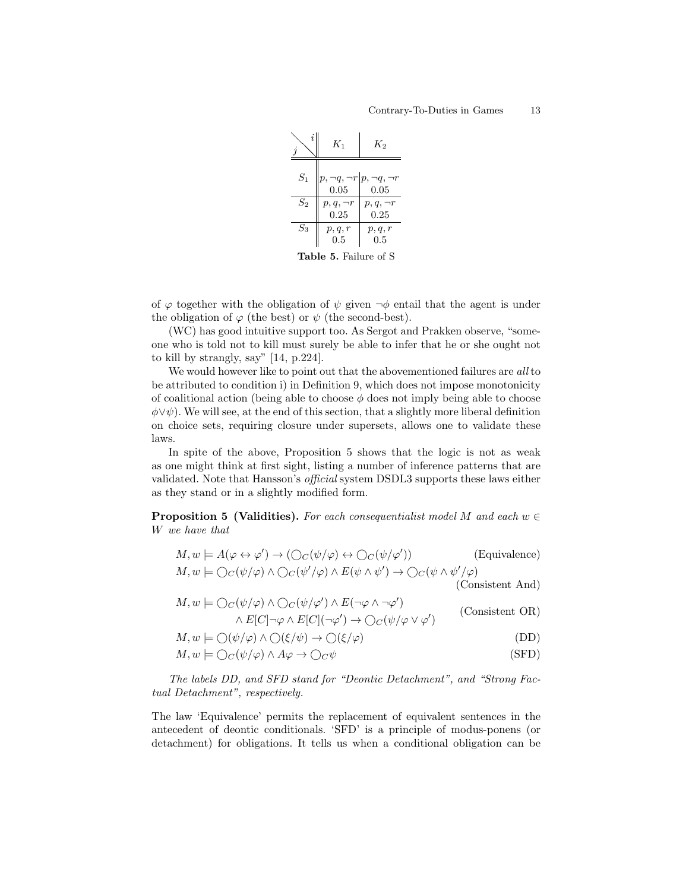| $j \backslash i$ | $K_1$ | $K_2$ |
|---|---|---|
| $S_1$ | $p, \neg q, \neg r$ 0.05 | $p, \neg q, \neg r$ 0.05 |
| $S_2$ | $p, q, \neg r$ 0.25 | $p, q, \neg r$ 0.25 |
| $S_3$ | $p, q, r$ 0.5 | $p, q, r$ 0.5 |

**Table 5.** Failure of S

of $\varphi$ together with the obligation of $\psi$ given $\neg\phi$ entail that the agent is under the obligation of $\varphi$ (the best) or $\psi$ (the second-best).

(WC) has good intuitive support too. As Sergot and Prakken observe, "someone who is told not to kill must surely be able to infer that he or she ought not to kill by strangly, say" [14, p.224].

We would however like to point out that the abovementioned failures are *all* to be attributed to condition i) in Definition 9, which does not impose monotonicity of coalitional action (being able to choose $\phi$ does not imply being able to choose $\phi \vee \psi$). We will see, at the end of this section, that a slightly more liberal definition on choice sets, requiring closure under supersets, allows one to validate these laws.

In spite of the above, Proposition 5 shows that the logic is not as weak as one might think at first sight, listing a number of inference patterns that are validated. Note that Hansson's *official* system DSDL3 supports these laws either as they stand or in a slightly modified form.

**Proposition 5 (Validities).** *For each consequentialist model $M$ and each $w \in W$ we have that*

$$M, w \models A(\varphi \leftrightarrow \varphi') \rightarrow (\bigcirc_C(\psi/\varphi) \leftrightarrow \bigcirc_C(\psi/\varphi')) \qquad \text{(Equivalence)}$$

$$M, w \models \bigcirc_C(\psi/\varphi) \wedge \bigcirc_C(\psi'/\varphi) \wedge E(\psi \wedge \psi') \rightarrow \bigcirc_C(\psi \wedge \psi'/\varphi) \qquad \text{(Consistent And)}$$

$$M, w \models \bigcirc_C(\psi/\varphi) \wedge \bigcirc_C(\psi/\varphi') \wedge E(\neg\varphi \wedge \neg\varphi') \wedge E[C]\neg\varphi \wedge E[C](\neg\varphi') \rightarrow \bigcirc_C(\psi/\varphi \vee \varphi') \qquad \text{(Consistent OR)}$$

$$M, w \models \bigcirc(\psi/\varphi) \wedge \bigcirc(\xi/\psi) \rightarrow \bigcirc(\xi/\varphi) \qquad \text{(DD)}$$

$$M, w \models \bigcirc_C(\psi/\varphi) \wedge A\varphi \rightarrow \bigcirc_C\psi \qquad \text{(SFD)}$$

*The labels DD, and SFD stand for "Deontic Detachment", and "Strong Factual Detachment", respectively.*

The law 'Equivalence' permits the replacement of equivalent sentences in the antecedent of deontic conditionals. 'SFD' is a principle of modus-ponens (or detachment) for obligations. It tells us when a conditional obligation can be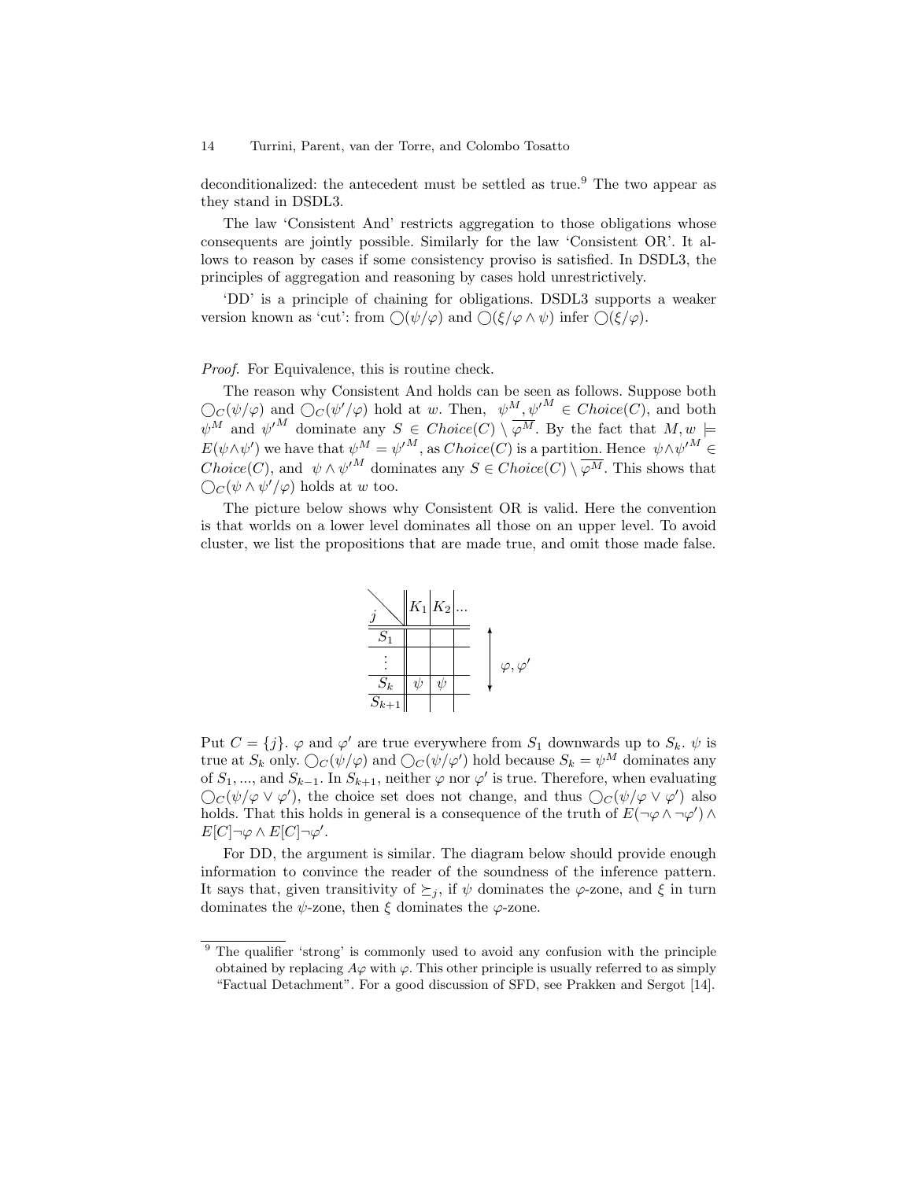deconditionalized: the antecedent must be settled as true.[9] The two appear as they stand in DSDL3.

The law 'Consistent And' restricts aggregation to those obligations whose consequents are jointly possible. Similarly for the law 'Consistent OR'. It allows to reason by cases if some consistency proviso is satisfied. In DSDL3, the principles of aggregation and reasoning by cases hold unrestrictively.

'DD' is a principle of chaining for obligations. DSDL3 supports a weaker version known as 'cut': from $\bigcirc(\psi/\varphi)$ and $\bigcirc(\xi/\varphi \wedge \psi)$ infer $\bigcirc(\xi/\varphi)$.

*Proof.* For Equivalence, this is routine check.

The reason why Consistent And holds can be seen as follows. Suppose both $\bigcirc_C(\psi/\varphi)$ and $\bigcirc_C(\psi'/\varphi)$ hold at $w$. Then, $\psi^M, {\psi'}^M \in Choice(C)$, and both $\psi^M$ and ${\psi'}^M$ dominate any $S \in Choice(C) \setminus \overline{\varphi^M}$. By the fact that $M, w \models E(\psi \wedge \psi')$ we have that $\psi^M = {\psi'}^M$, as $Choice(C)$ is a partition. Hence $\psi \wedge {\psi'}^M \in Choice(C)$, and $\psi \wedge {\psi'}^M$ dominates any $S \in Choice(C) \setminus \overline{\varphi^M}$. This shows that $\bigcirc_C(\psi \wedge \psi'/\varphi)$ holds at $w$ too.

The picture below shows why Consistent OR is valid. Here the convention is that worlds on a lower level dominates all those on an upper level. To avoid cluster, we list the propositions that are made true, and omit those made false.

| $j$ | $K_1$ | $K_2$ | ... |
|---|---|---|---|
| $S_1$ | | | |
| $\vdots$ | | | |
| $S_k$ | $\psi$ | $\psi$ | |
| $S_{k+1}$ | | | |

($\varphi, \varphi'$ true from $S_1$ to $S_k$)

Put $C = \{j\}$. $\varphi$ and $\varphi'$ are true everywhere from $S_1$ downwards up to $S_k$. $\psi$ is true at $S_k$ only. $\bigcirc_C(\psi/\varphi)$ and $\bigcirc_C(\psi/\varphi')$ hold because $S_k = \psi^M$ dominates any of $S_1, ...,$ and $S_{k-1}$. In $S_{k+1}$, neither $\varphi$ nor $\varphi'$ is true. Therefore, when evaluating $\bigcirc_C(\psi/\varphi \vee \varphi')$, the choice set does not change, and thus $\bigcirc_C(\psi/\varphi \vee \varphi')$ also holds. That this holds in general is a consequence of the truth of $E(\neg\varphi \wedge \neg\varphi') \wedge E[C]\neg\varphi \wedge E[C]\neg\varphi'$.

For DD, the argument is similar. The diagram below should provide enough information to convince the reader of the soundness of the inference pattern. It says that, given transitivity of $\succeq_j$, if $\psi$ dominates the $\varphi$-zone, and $\xi$ in turn dominates the $\psi$-zone, then $\xi$ dominates the $\varphi$-zone.

[9] The qualifier 'strong' is commonly used to avoid any confusion with the principle obtained by replacing $A\varphi$ with $\varphi$. This other principle is usually referred to as simply "Factual Detachment". For a good discussion of SFD, see Prakken and Sergot [14].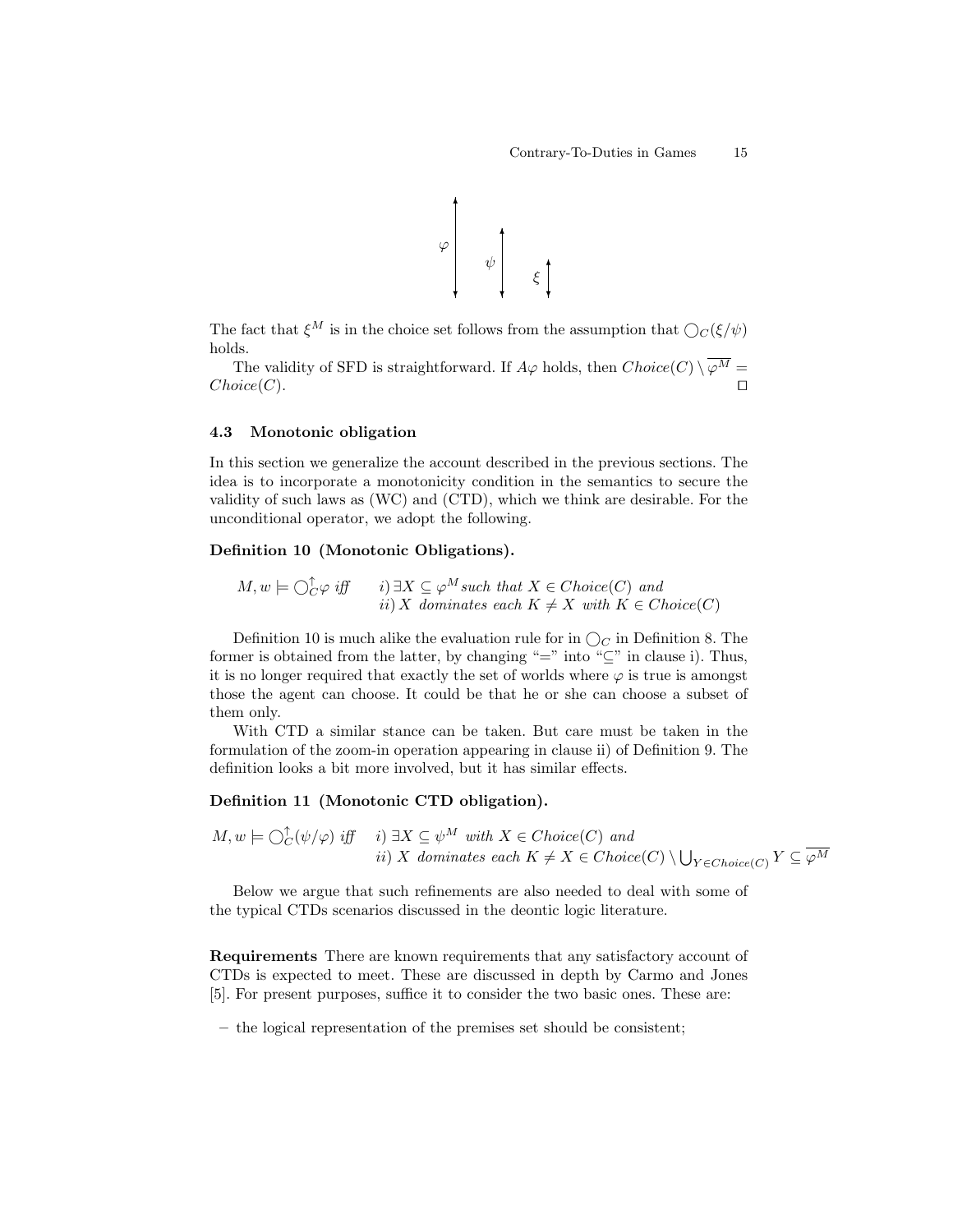The fact that $\xi^M$ is in the choice set follows from the assumption that $\bigcirc_C(\xi/\psi)$ holds.

The validity of SFD is straightforward. If $A\varphi$ holds, then $Choice(C) \setminus \overline{\varphi^M} = Choice(C)$. $\square$

### 4.3 Monotonic obligation

In this section we generalize the account described in the previous sections. The idea is to incorporate a monotonicity condition in the semantics to secure the validity of such laws as (WC) and (CTD), which we think are desirable. For the unconditional operator, we adopt the following.

**Definition 10 (Monotonic Obligations).**

$$M, w \models \bigcirc^{\uparrow}_C \varphi \textit{ iff } \quad i)\, \exists X \subseteq \varphi^M \textit{ such that } X \in Choice(C) \textit{ and} \\ ii)\, X \textit{ dominates each } K \neq X \textit{ with } K \in Choice(C)$$

Definition 10 is much alike the evaluation rule for in $\bigcirc_C$ in Definition 8. The former is obtained from the latter, by changing "=" into "$\subseteq$" in clause i). Thus, it is no longer required that exactly the set of worlds where $\varphi$ is true is amongst those the agent can choose. It could be that he or she can choose a subset of them only.

With CTD a similar stance can be taken. But care must be taken in the formulation of the zoom-in operation appearing in clause ii) of Definition 9. The definition looks a bit more involved, but it has similar effects.

**Definition 11 (Monotonic CTD obligation).**

$$M, w \models \bigcirc^{\uparrow}_C(\psi/\varphi) \textit{ iff } \quad i)\, \exists X \subseteq \psi^M \textit{ with } X \in Choice(C) \textit{ and} \\ ii)\, X \textit{ dominates each } K \neq X \in Choice(C) \setminus \bigcup_{Y \in Choice(C)} Y \subseteq \overline{\varphi^M}$$

Below we argue that such refinements are also needed to deal with some of the typical CTDs scenarios discussed in the deontic logic literature.

**Requirements** There are known requirements that any satisfactory account of CTDs is expected to meet. These are discussed in depth by Carmo and Jones [5]. For present purposes, suffice it to consider the two basic ones. These are:

- the logical representation of the premises set should be consistent;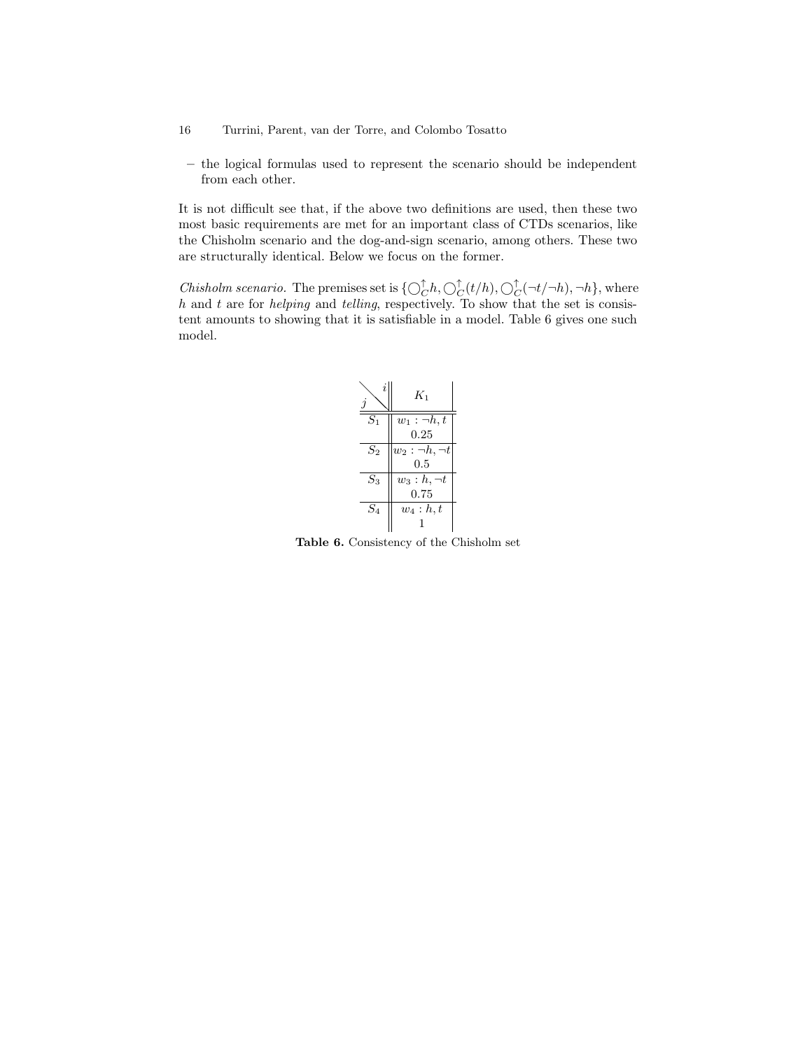– the logical formulas used to represent the scenario should be independent from each other.

It is not difficult see that, if the above two definitions are used, then these two most basic requirements are met for an important class of CTDs scenarios, like the Chisholm scenario and the dog-and-sign scenario, among others. These two are structurally identical. Below we focus on the former.

*Chisholm scenario.* The premises set is $\{\bigcirc_C^{\uparrow} h, \bigcirc_C^{\uparrow}(t/h), \bigcirc_C^{\uparrow}(\neg t/\neg h), \neg h\}$, where $h$ and $t$ are for *helping* and *telling*, respectively. To show that the set is consistent amounts to showing that it is satisfiable in a model. Table 6 gives one such model.

| $j$ \ $i$ | $K_1$ |
|---|---|
| $S_1$ | $w_1 : \neg h, t$ <br> 0.25 |
| $S_2$ | $w_2 : \neg h, \neg t$ <br> 0.5 |
| $S_3$ | $w_3 : h, \neg t$ <br> 0.75 |
| $S_4$ | $w_4 : h, t$ <br> 1 |

**Table 6.** Consistency of the Chisholm set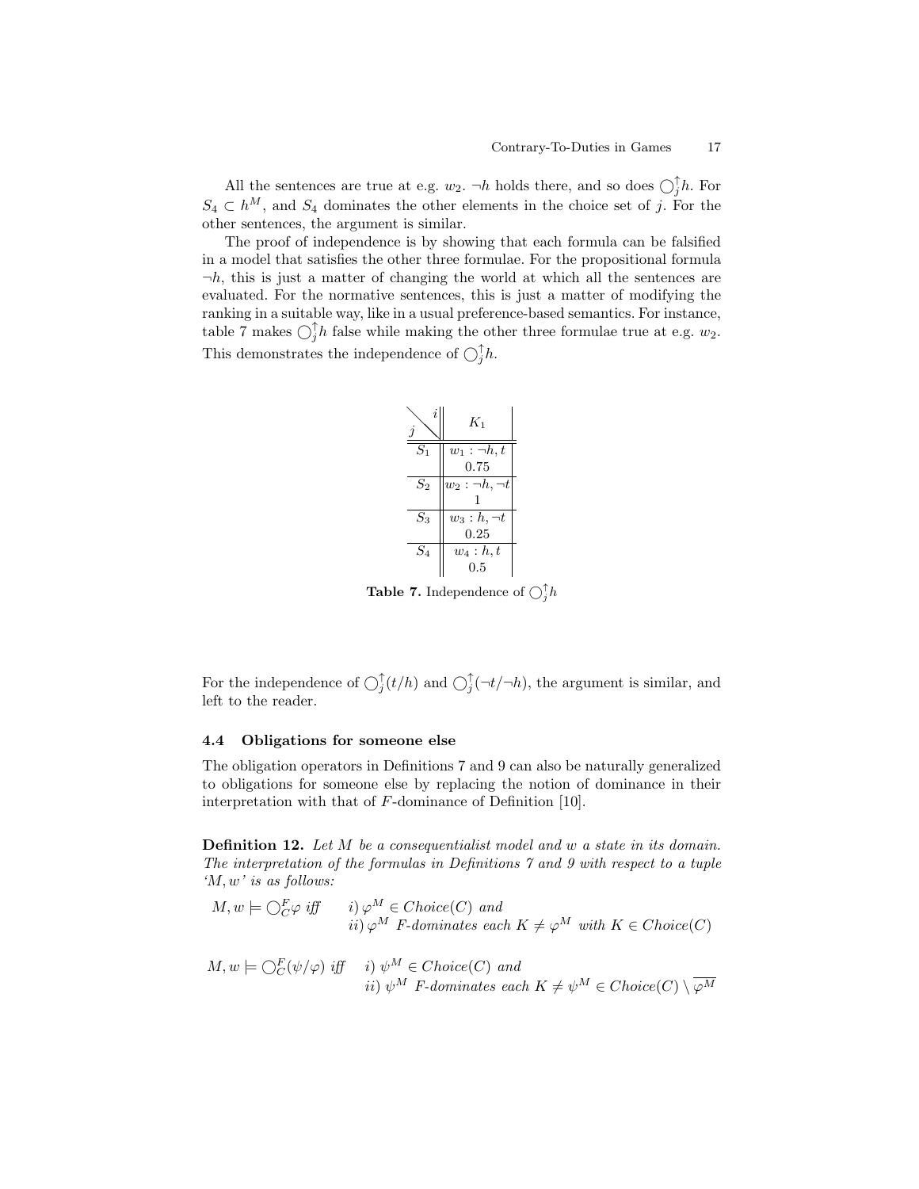All the sentences are true at e.g. $w_2$. $\neg h$ holds there, and so does $\bigcirc_j^{\uparrow} h$. For $S_4 \subset h^M$, and $S_4$ dominates the other elements in the choice set of $j$. For the other sentences, the argument is similar.

The proof of independence is by showing that each formula can be falsified in a model that satisfies the other three formulae. For the propositional formula $\neg h$, this is just a matter of changing the world at which all the sentences are evaluated. For the normative sentences, this is just a matter of modifying the ranking in a suitable way, like in a usual preference-based semantics. For instance, table 7 makes $\bigcirc_j^{\uparrow} h$ false while making the other three formulae true at e.g. $w_2$. This demonstrates the independence of $\bigcirc_j^{\uparrow} h$.

| $j$ \ $i$ | $K_1$ |
|---|---|
| $S_1$ | $w_1 : \neg h, t$<br>0.75 |
| $S_2$ | $w_2 : \neg h, \neg t$<br>1 |
| $S_3$ | $w_3 : h, \neg t$<br>0.25 |
| $S_4$ | $w_4 : h, t$<br>0.5 |

**Table 7.** Independence of $\bigcirc_j^{\uparrow} h$

For the independence of $\bigcirc_j^{\uparrow}(t/h)$ and $\bigcirc_j^{\uparrow}(\neg t/\neg h)$, the argument is similar, and left to the reader.

### 4.4 Obligations for someone else

The obligation operators in Definitions 7 and 9 can also be naturally generalized to obligations for someone else by replacing the notion of dominance in their interpretation with that of $F$-dominance of Definition [10].

**Definition 12.** *Let $M$ be a consequentialist model and $w$ a state in its domain. The interpretation of the formulas in Definitions 7 and 9 with respect to a tuple '$M, w$' is as follows:*

$$M, w \models \bigcirc_C^F \varphi \text{ iff } \quad i)\ \varphi^M \in Choice(C) \text{ and}$$
$$ii)\ \varphi^M \ F\text{-dominates each } K \neq \varphi^M \text{ with } K \in Choice(C)$$

$$M, w \models \bigcirc_C^F (\psi/\varphi) \text{ iff } \quad i)\ \psi^M \in Choice(C) \text{ and}$$
$$ii)\ \psi^M \ F\text{-dominates each } K \neq \psi^M \in Choice(C) \setminus \overline{\varphi^M}$$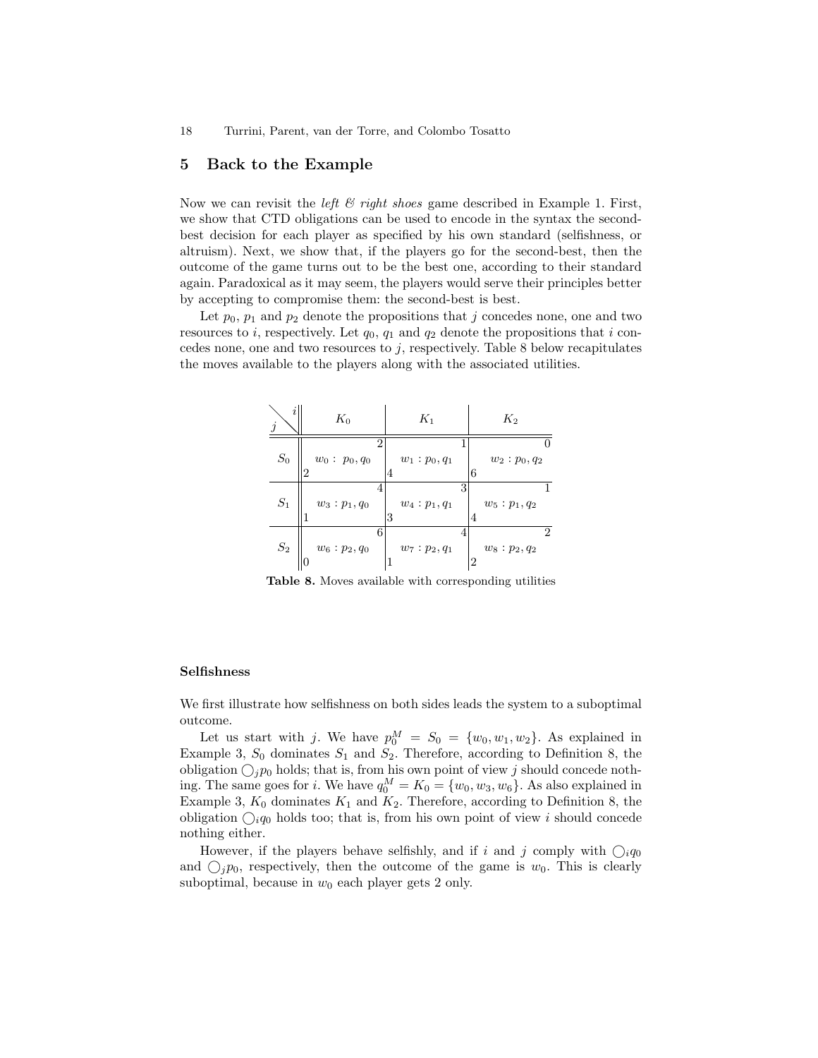## 5 Back to the Example

Now we can revisit the *left & right shoes* game described in Example 1. First, we show that CTD obligations can be used to encode in the syntax the second-best decision for each player as specified by his own standard (selfishness, or altruism). Next, we show that, if the players go for the second-best, then the outcome of the game turns out to be the best one, according to their standard again. Paradoxical as it may seem, the players would serve their principles better by accepting to compromise them: the second-best is best.

Let $p_0$, $p_1$ and $p_2$ denote the propositions that $j$ concedes none, one and two resources to $i$, respectively. Let $q_0$, $q_1$ and $q_2$ denote the propositions that $i$ concedes none, one and two resources to $j$, respectively. Table 8 below recapitulates the moves available to the players along with the associated utilities.

| $j$ \ $i$ | $K_0$ | $K_1$ | $K_2$ |
|---|---|---|---|
| $S_0$ | $w_0 : p_0, q_0$ ($j$: 2, $i$: 2) | $w_1 : p_0, q_1$ ($j$: 4, $i$: 1) | $w_2 : p_0, q_2$ ($j$: 6, $i$: 0) |
| $S_1$ | $w_3 : p_1, q_0$ ($j$: 1, $i$: 4) | $w_4 : p_1, q_1$ ($j$: 3, $i$: 3) | $w_5 : p_1, q_2$ ($j$: 4, $i$: 1) |
| $S_2$ | $w_6 : p_2, q_0$ ($j$: 0, $i$: 6) | $w_7 : p_2, q_1$ ($j$: 1, $i$: 4) | $w_8 : p_2, q_2$ ($j$: 2, $i$: 2) |

**Table 8.** Moves available with corresponding utilities

#### Selfishness

We first illustrate how selfishness on both sides leads the system to a suboptimal outcome.

Let us start with $j$. We have $p_0^M = S_0 = \{w_0, w_1, w_2\}$. As explained in Example 3, $S_0$ dominates $S_1$ and $S_2$. Therefore, according to Definition 8, the obligation $\bigcirc_j p_0$ holds; that is, from his own point of view $j$ should concede nothing. The same goes for $i$. We have $q_0^M = K_0 = \{w_0, w_3, w_6\}$. As also explained in Example 3, $K_0$ dominates $K_1$ and $K_2$. Therefore, according to Definition 8, the obligation $\bigcirc_i q_0$ holds too; that is, from his own point of view $i$ should concede nothing either.

However, if the players behave selfishly, and if $i$ and $j$ comply with $\bigcirc_i q_0$ and $\bigcirc_j p_0$, respectively, then the outcome of the game is $w_0$. This is clearly suboptimal, because in $w_0$ each player gets 2 only.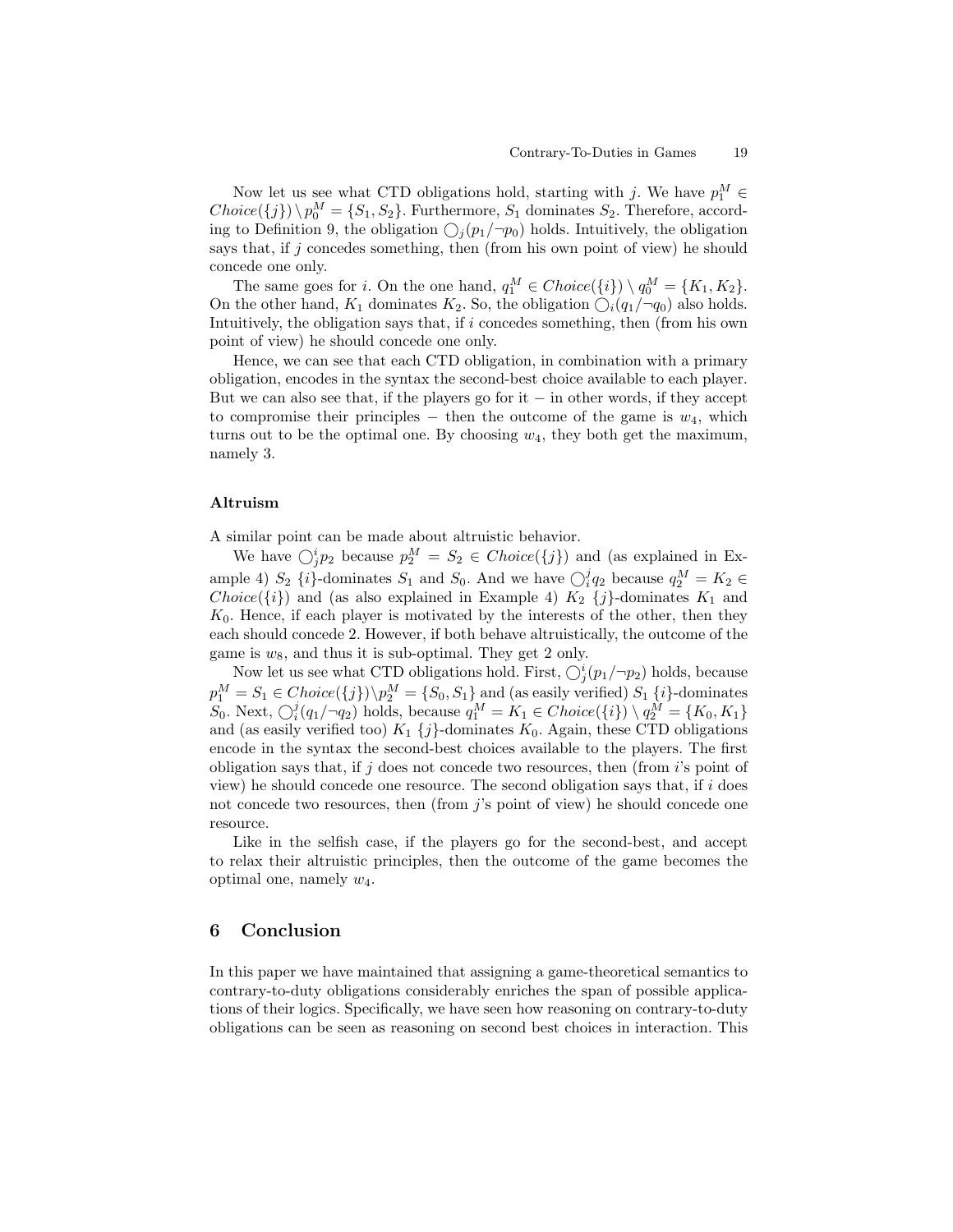Now let us see what CTD obligations hold, starting with $j$. We have $p_1^M \in Choice(\{j\}) \setminus p_0^M = \{S_1, S_2\}$. Furthermore, $S_1$ dominates $S_2$. Therefore, according to Definition 9, the obligation $\bigcirc_j(p_1/\neg p_0)$ holds. Intuitively, the obligation says that, if $j$ concedes something, then (from his own point of view) he should concede one only.

The same goes for $i$. On the one hand, $q_1^M \in Choice(\{i\}) \setminus q_0^M = \{K_1, K_2\}$. On the other hand, $K_1$ dominates $K_2$. So, the obligation $\bigcirc_i(q_1/\neg q_0)$ also holds. Intuitively, the obligation says that, if $i$ concedes something, then (from his own point of view) he should concede one only.

Hence, we can see that each CTD obligation, in combination with a primary obligation, encodes in the syntax the second-best choice available to each player. But we can also see that, if the players go for it − in other words, if they accept to compromise their principles − then the outcome of the game is $w_4$, which turns out to be the optimal one. By choosing $w_4$, they both get the maximum, namely 3.

**Altruism**

A similar point can be made about altruistic behavior.

We have $\bigcirc_j^i p_2$ because $p_2^M = S_2 \in Choice(\{j\})$ and (as explained in Example 4) $S_2$ $\{i\}$-dominates $S_1$ and $S_0$. And we have $\bigcirc_i^j q_2$ because $q_2^M = K_2 \in Choice(\{i\})$ and (as also explained in Example 4) $K_2$ $\{j\}$-dominates $K_1$ and $K_0$. Hence, if each player is motivated by the interests of the other, then they each should concede 2. However, if both behave altruistically, the outcome of the game is $w_8$, and thus it is sub-optimal. They get 2 only.

Now let us see what CTD obligations hold. First, $\bigcirc_j^i(p_1/\neg p_2)$ holds, because $p_1^M = S_1 \in Choice(\{j\}) \setminus p_2^M = \{S_0, S_1\}$ and (as easily verified) $S_1$ $\{i\}$-dominates $S_0$. Next, $\bigcirc_i^j(q_1/\neg q_2)$ holds, because $q_1^M = K_1 \in Choice(\{i\}) \setminus q_2^M = \{K_0, K_1\}$ and (as easily verified too) $K_1$ $\{j\}$-dominates $K_0$. Again, these CTD obligations encode in the syntax the second-best choices available to the players. The first obligation says that, if $j$ does not concede two resources, then (from $i$'s point of view) he should concede one resource. The second obligation says that, if $i$ does not concede two resources, then (from $j$'s point of view) he should concede one resource.

Like in the selfish case, if the players go for the second-best, and accept to relax their altruistic principles, then the outcome of the game becomes the optimal one, namely $w_4$.

## 6 Conclusion

In this paper we have maintained that assigning a game-theoretical semantics to contrary-to-duty obligations considerably enriches the span of possible applications of their logics. Specifically, we have seen how reasoning on contrary-to-duty obligations can be seen as reasoning on second best choices in interaction. This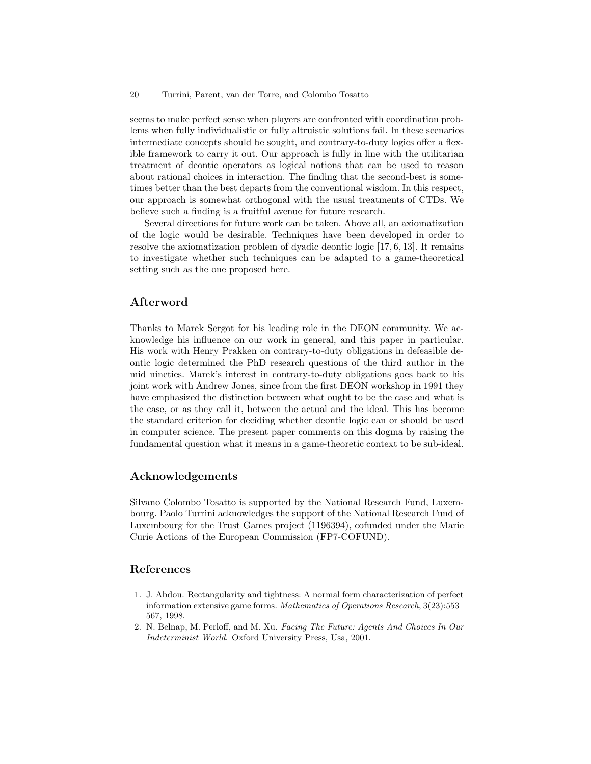seems to make perfect sense when players are confronted with coordination problems when fully individualistic or fully altruistic solutions fail. In these scenarios intermediate concepts should be sought, and contrary-to-duty logics offer a flexible framework to carry it out. Our approach is fully in line with the utilitarian treatment of deontic operators as logical notions that can be used to reason about rational choices in interaction. The finding that the second-best is sometimes better than the best departs from the conventional wisdom. In this respect, our approach is somewhat orthogonal with the usual treatments of CTDs. We believe such a finding is a fruitful avenue for future research.

Several directions for future work can be taken. Above all, an axiomatization of the logic would be desirable. Techniques have been developed in order to resolve the axiomatization problem of dyadic deontic logic [17, 6, 13]. It remains to investigate whether such techniques can be adapted to a game-theoretical setting such as the one proposed here.

## Afterword

Thanks to Marek Sergot for his leading role in the DEON community. We acknowledge his influence on our work in general, and this paper in particular. His work with Henry Prakken on contrary-to-duty obligations in defeasible deontic logic determined the PhD research questions of the third author in the mid nineties. Marek's interest in contrary-to-duty obligations goes back to his joint work with Andrew Jones, since from the first DEON workshop in 1991 they have emphasized the distinction between what ought to be the case and what is the case, or as they call it, between the actual and the ideal. This has become the standard criterion for deciding whether deontic logic can or should be used in computer science. The present paper comments on this dogma by raising the fundamental question what it means in a game-theoretic context to be sub-ideal.

## Acknowledgements

Silvano Colombo Tosatto is supported by the National Research Fund, Luxembourg. Paolo Turrini acknowledges the support of the National Research Fund of Luxembourg for the Trust Games project (1196394), cofunded under the Marie Curie Actions of the European Commission (FP7-COFUND).

## References

1. J. Abdou. Rectangularity and tightness: A normal form characterization of perfect information extensive game forms. *Mathematics of Operations Research*, 3(23):553–567, 1998.
2. N. Belnap, M. Perloff, and M. Xu. *Facing The Future: Agents And Choices In Our Indeterminist World*. Oxford University Press, Usa, 2001.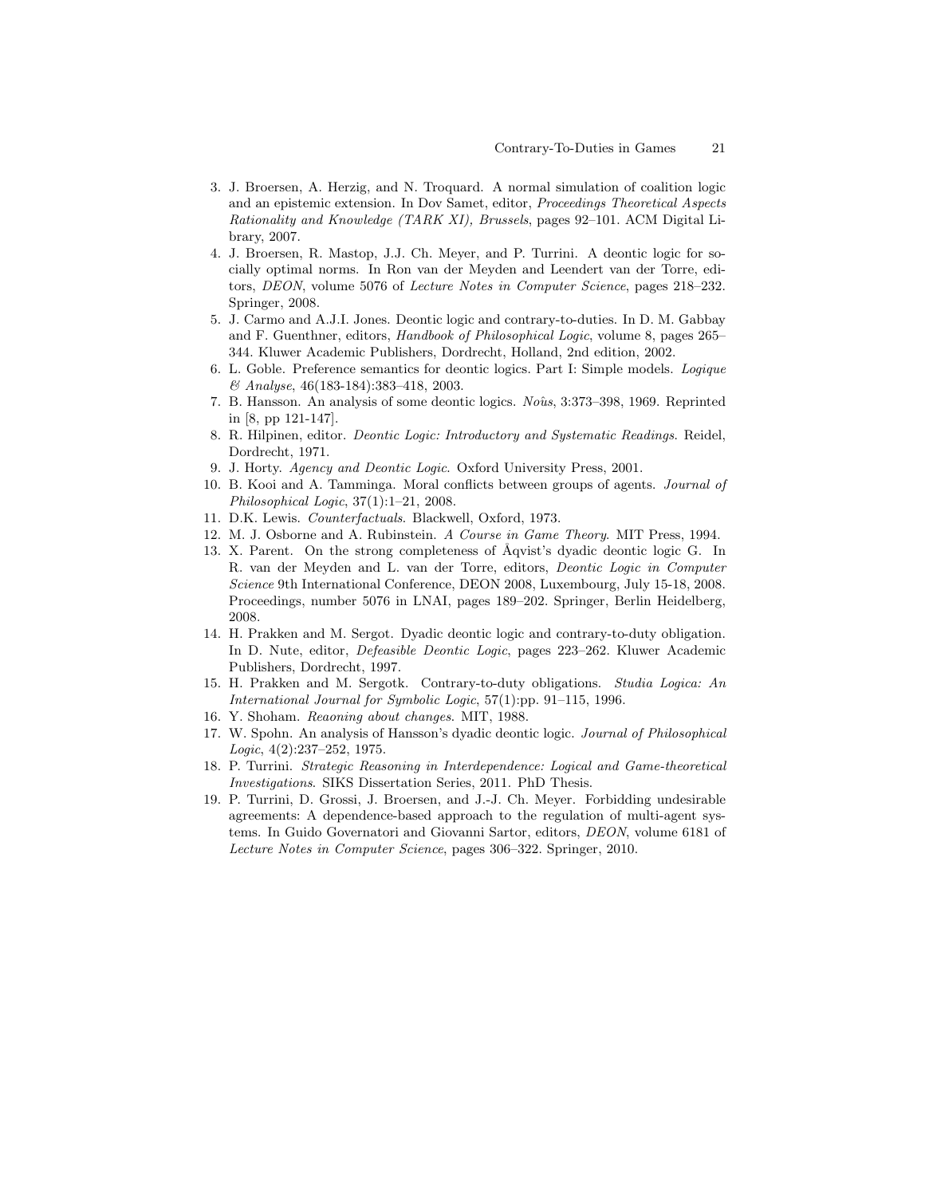3. J. Broersen, A. Herzig, and N. Troquard. A normal simulation of coalition logic and an epistemic extension. In Dov Samet, editor, *Proceedings Theoretical Aspects Rationality and Knowledge (TARK XI), Brussels*, pages 92–101. ACM Digital Library, 2007.
4. J. Broersen, R. Mastop, J.J. Ch. Meyer, and P. Turrini. A deontic logic for socially optimal norms. In Ron van der Meyden and Leendert van der Torre, editors, *DEON*, volume 5076 of *Lecture Notes in Computer Science*, pages 218–232. Springer, 2008.
5. J. Carmo and A.J.I. Jones. Deontic logic and contrary-to-duties. In D. M. Gabbay and F. Guenthner, editors, *Handbook of Philosophical Logic*, volume 8, pages 265–344. Kluwer Academic Publishers, Dordrecht, Holland, 2nd edition, 2002.
6. L. Goble. Preference semantics for deontic logics. Part I: Simple models. *Logique & Analyse*, 46(183-184):383–418, 2003.
7. B. Hansson. An analysis of some deontic logics. *Noûs*, 3:373–398, 1969. Reprinted in [8, pp 121-147].
8. R. Hilpinen, editor. *Deontic Logic: Introductory and Systematic Readings*. Reidel, Dordrecht, 1971.
9. J. Horty. *Agency and Deontic Logic*. Oxford University Press, 2001.
10. B. Kooi and A. Tamminga. Moral conflicts between groups of agents. *Journal of Philosophical Logic*, 37(1):1–21, 2008.
11. D.K. Lewis. *Counterfactuals*. Blackwell, Oxford, 1973.
12. M. J. Osborne and A. Rubinstein. *A Course in Game Theory*. MIT Press, 1994.
13. X. Parent. On the strong completeness of Åqvist's dyadic deontic logic G. In R. van der Meyden and L. van der Torre, editors, *Deontic Logic in Computer Science* 9th International Conference, DEON 2008, Luxembourg, July 15-18, 2008. Proceedings, number 5076 in LNAI, pages 189–202. Springer, Berlin Heidelberg, 2008.
14. H. Prakken and M. Sergot. Dyadic deontic logic and contrary-to-duty obligation. In D. Nute, editor, *Defeasible Deontic Logic*, pages 223–262. Kluwer Academic Publishers, Dordrecht, 1997.
15. H. Prakken and M. Sergotk. Contrary-to-duty obligations. *Studia Logica: An International Journal for Symbolic Logic*, 57(1):pp. 91–115, 1996.
16. Y. Shoham. *Reaoning about changes*. MIT, 1988.
17. W. Spohn. An analysis of Hansson's dyadic deontic logic. *Journal of Philosophical Logic*, 4(2):237–252, 1975.
18. P. Turrini. *Strategic Reasoning in Interdependence: Logical and Game-theoretical Investigations*. SIKS Dissertation Series, 2011. PhD Thesis.
19. P. Turrini, D. Grossi, J. Broersen, and J.-J. Ch. Meyer. Forbidding undesirable agreements: A dependence-based approach to the regulation of multi-agent systems. In Guido Governatori and Giovanni Sartor, editors, *DEON*, volume 6181 of *Lecture Notes in Computer Science*, pages 306–322. Springer, 2010.